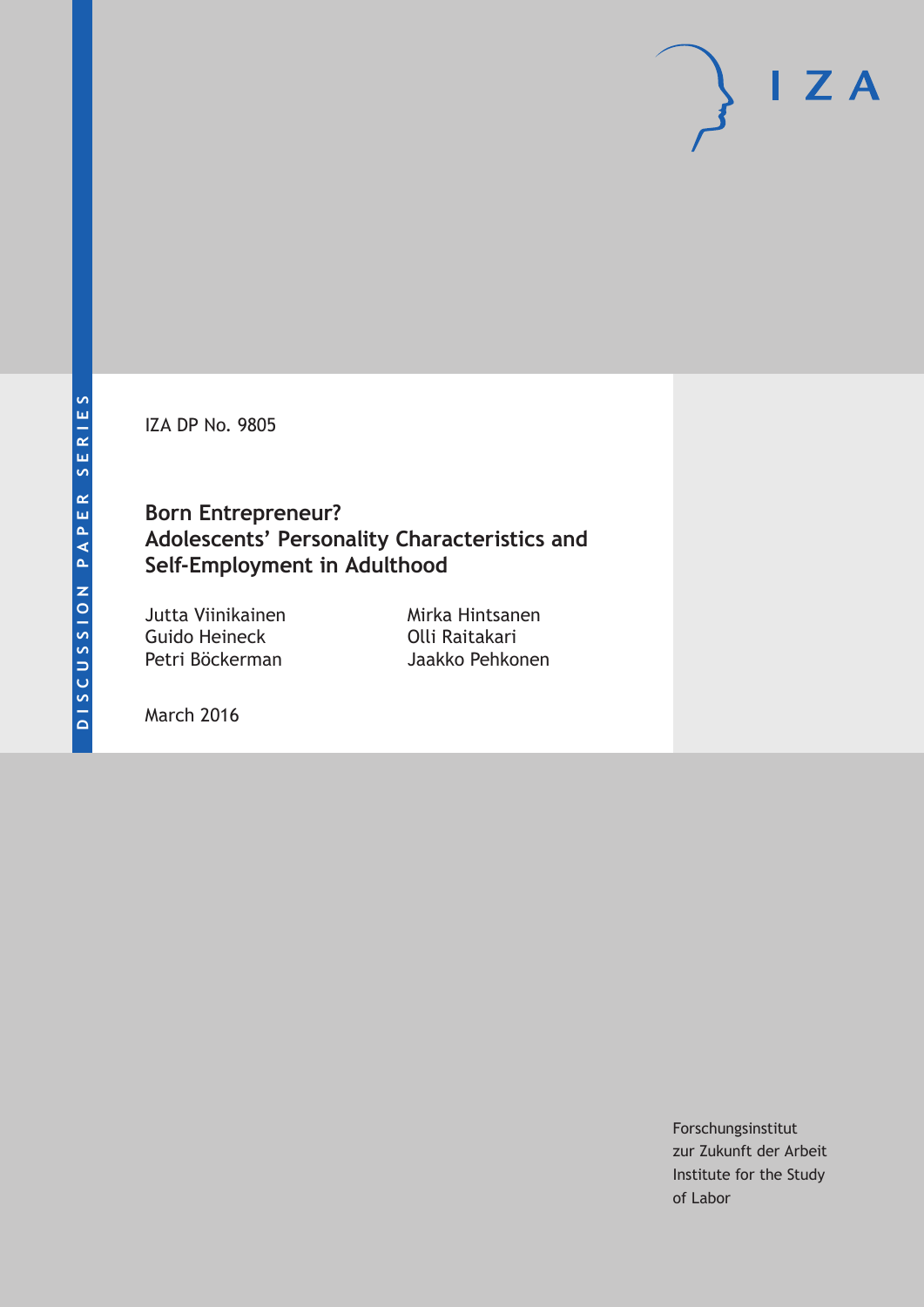DISCUSSION PAPER SERIES

IZA DP No. 9805

# Born Entrepreneur? Adolescents' Personality Characteristics and Self-Employment in Adulthood

Jutta Viinikainen
Guido Heineck
Petri Böckerman
Mirka Hintsanen
Olli Raitakari
Jaakko Pehkonen

March 2016

Forschungsinstitut zur Zukunft der Arbeit
Institute for the Study of Labor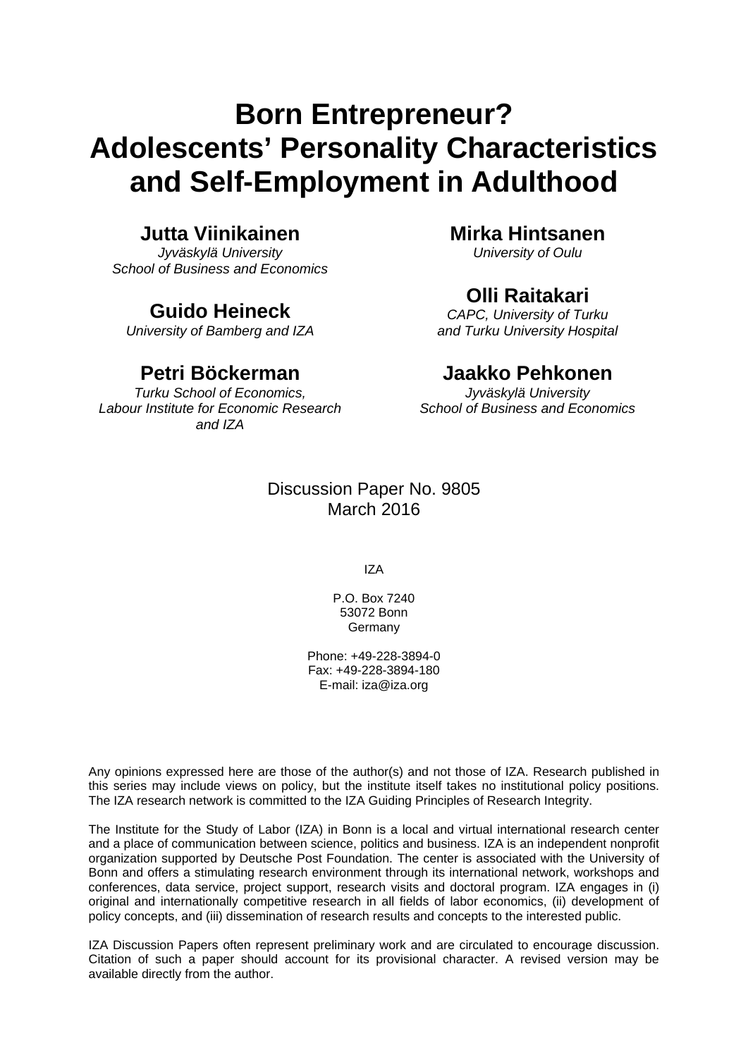# Born Entrepreneur? Adolescents' Personality Characteristics and Self-Employment in Adulthood

**Jutta Viinikainen**
*Jyväskylä University School of Business and Economics*

**Guido Heineck**
*University of Bamberg and IZA*

**Petri Böckerman**
*Turku School of Economics, Labour Institute for Economic Research and IZA*

**Mirka Hintsanen**
*University of Oulu*

**Olli Raitakari**
*CAPC, University of Turku and Turku University Hospital*

**Jaakko Pehkonen**
*Jyväskylä University School of Business and Economics*

Discussion Paper No. 9805
March 2016

IZA

P.O. Box 7240
53072 Bonn
Germany

Phone: +49-228-3894-0
Fax: +49-228-3894-180
E-mail: iza@iza.org

Any opinions expressed here are those of the author(s) and not those of IZA. Research published in this series may include views on policy, but the institute itself takes no institutional policy positions. The IZA research network is committed to the IZA Guiding Principles of Research Integrity.

The Institute for the Study of Labor (IZA) in Bonn is a local and virtual international research center and a place of communication between science, politics and business. IZA is an independent nonprofit organization supported by Deutsche Post Foundation. The center is associated with the University of Bonn and offers a stimulating research environment through its international network, workshops and conferences, data service, project support, research visits and doctoral program. IZA engages in (i) original and internationally competitive research in all fields of labor economics, (ii) development of policy concepts, and (iii) dissemination of research results and concepts to the interested public.

IZA Discussion Papers often represent preliminary work and are circulated to encourage discussion. Citation of such a paper should account for its provisional character. A revised version may be available directly from the author.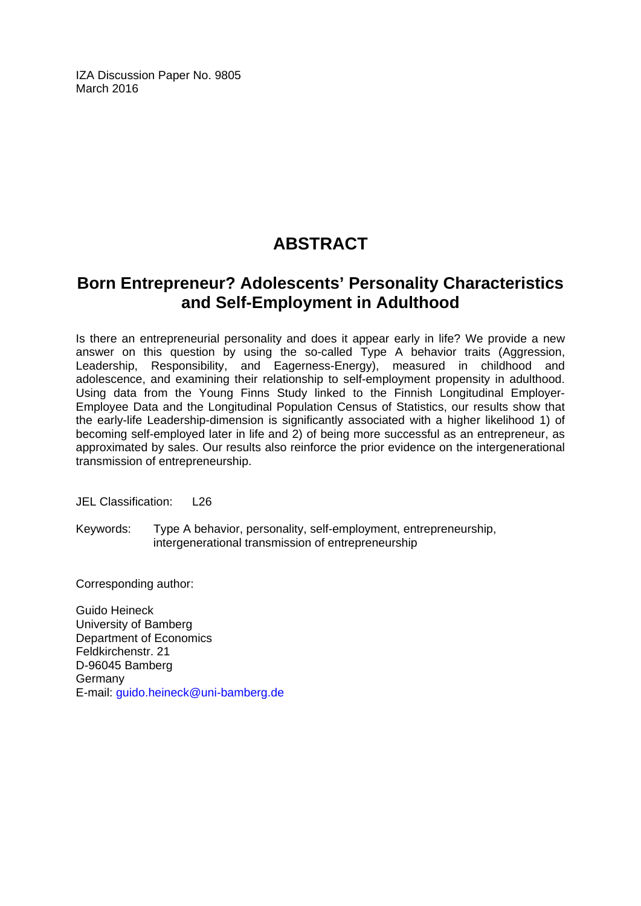IZA Discussion Paper No. 9805
March 2016

# ABSTRACT

## Born Entrepreneur? Adolescents' Personality Characteristics and Self-Employment in Adulthood

Is there an entrepreneurial personality and does it appear early in life? We provide a new answer on this question by using the so-called Type A behavior traits (Aggression, Leadership, Responsibility, and Eagerness-Energy), measured in childhood and adolescence, and examining their relationship to self-employment propensity in adulthood. Using data from the Young Finns Study linked to the Finnish Longitudinal Employer-Employee Data and the Longitudinal Population Census of Statistics, our results show that the early-life Leadership-dimension is significantly associated with a higher likelihood 1) of becoming self-employed later in life and 2) of being more successful as an entrepreneur, as approximated by sales. Our results also reinforce the prior evidence on the intergenerational transmission of entrepreneurship.

JEL Classification: L26

Keywords: Type A behavior, personality, self-employment, entrepreneurship, intergenerational transmission of entrepreneurship

Corresponding author:

Guido Heineck
University of Bamberg
Department of Economics
Feldkirchenstr. 21
D-96045 Bamberg
Germany
E-mail: guido.heineck@uni-bamberg.de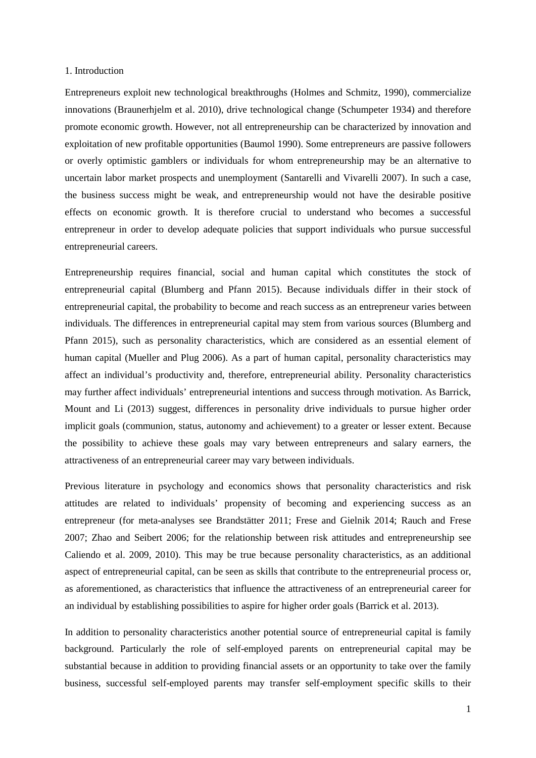# 1. Introduction

Entrepreneurs exploit new technological breakthroughs (Holmes and Schmitz, 1990), commercialize innovations (Braunerhjelm et al. 2010), drive technological change (Schumpeter 1934) and therefore promote economic growth. However, not all entrepreneurship can be characterized by innovation and exploitation of new profitable opportunities (Baumol 1990). Some entrepreneurs are passive followers or overly optimistic gamblers or individuals for whom entrepreneurship may be an alternative to uncertain labor market prospects and unemployment (Santarelli and Vivarelli 2007). In such a case, the business success might be weak, and entrepreneurship would not have the desirable positive effects on economic growth. It is therefore crucial to understand who becomes a successful entrepreneur in order to develop adequate policies that support individuals who pursue successful entrepreneurial careers.

Entrepreneurship requires financial, social and human capital which constitutes the stock of entrepreneurial capital (Blumberg and Pfann 2015). Because individuals differ in their stock of entrepreneurial capital, the probability to become and reach success as an entrepreneur varies between individuals. The differences in entrepreneurial capital may stem from various sources (Blumberg and Pfann 2015), such as personality characteristics, which are considered as an essential element of human capital (Mueller and Plug 2006). As a part of human capital, personality characteristics may affect an individual's productivity and, therefore, entrepreneurial ability. Personality characteristics may further affect individuals' entrepreneurial intentions and success through motivation. As Barrick, Mount and Li (2013) suggest, differences in personality drive individuals to pursue higher order implicit goals (communion, status, autonomy and achievement) to a greater or lesser extent. Because the possibility to achieve these goals may vary between entrepreneurs and salary earners, the attractiveness of an entrepreneurial career may vary between individuals.

Previous literature in psychology and economics shows that personality characteristics and risk attitudes are related to individuals' propensity of becoming and experiencing success as an entrepreneur (for meta-analyses see Brandstätter 2011; Frese and Gielnik 2014; Rauch and Frese 2007; Zhao and Seibert 2006; for the relationship between risk attitudes and entrepreneurship see Caliendo et al. 2009, 2010). This may be true because personality characteristics, as an additional aspect of entrepreneurial capital, can be seen as skills that contribute to the entrepreneurial process or, as aforementioned, as characteristics that influence the attractiveness of an entrepreneurial career for an individual by establishing possibilities to aspire for higher order goals (Barrick et al. 2013).

In addition to personality characteristics another potential source of entrepreneurial capital is family background. Particularly the role of self-employed parents on entrepreneurial capital may be substantial because in addition to providing financial assets or an opportunity to take over the family business, successful self-employed parents may transfer self-employment specific skills to their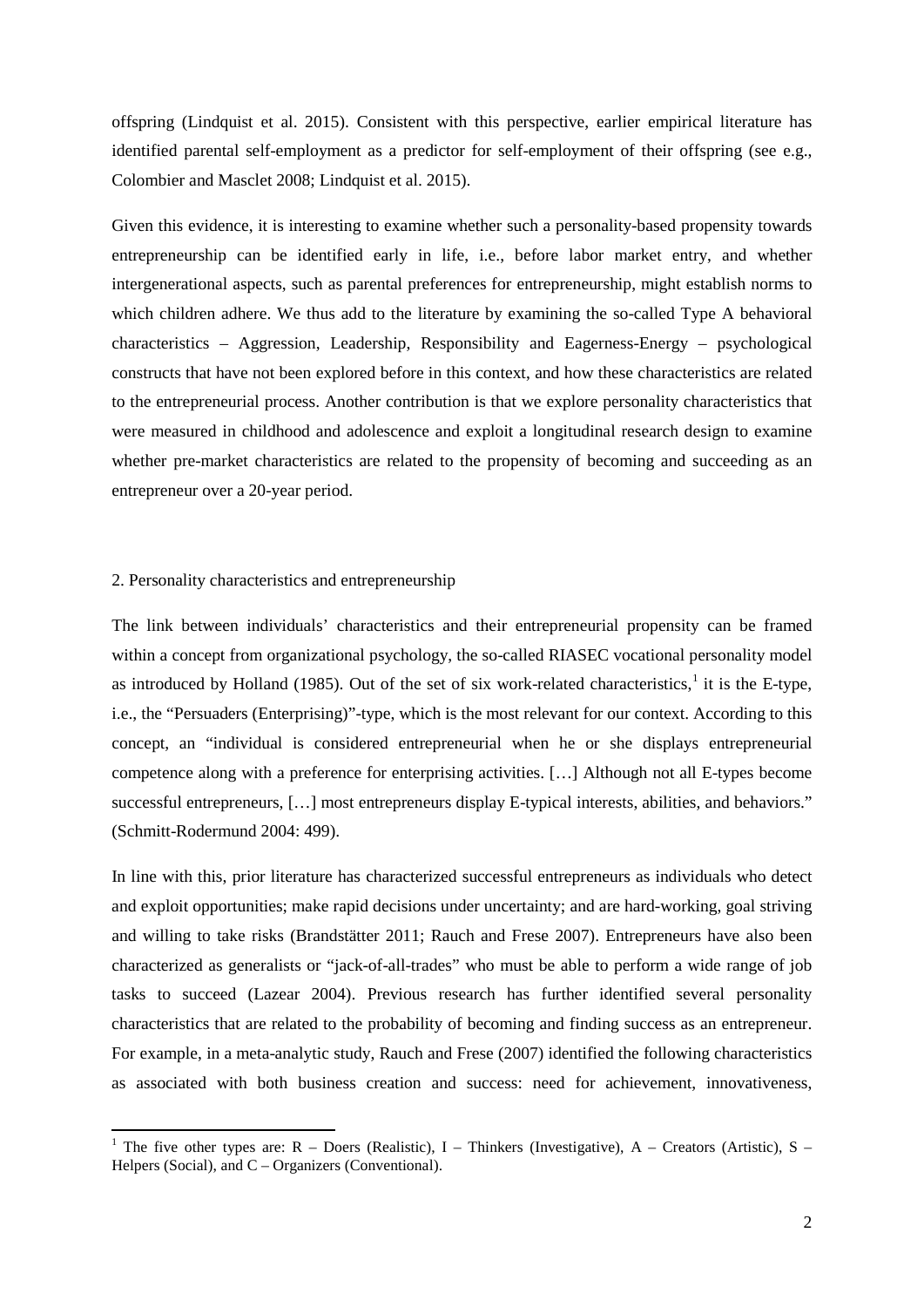offspring (Lindquist et al. 2015). Consistent with this perspective, earlier empirical literature has identified parental self-employment as a predictor for self-employment of their offspring (see e.g., Colombier and Masclet 2008; Lindquist et al. 2015).

Given this evidence, it is interesting to examine whether such a personality-based propensity towards entrepreneurship can be identified early in life, i.e., before labor market entry, and whether intergenerational aspects, such as parental preferences for entrepreneurship, might establish norms to which children adhere. We thus add to the literature by examining the so-called Type A behavioral characteristics – Aggression, Leadership, Responsibility and Eagerness-Energy – psychological constructs that have not been explored before in this context, and how these characteristics are related to the entrepreneurial process. Another contribution is that we explore personality characteristics that were measured in childhood and adolescence and exploit a longitudinal research design to examine whether pre-market characteristics are related to the propensity of becoming and succeeding as an entrepreneur over a 20-year period.

## 2. Personality characteristics and entrepreneurship

The link between individuals' characteristics and their entrepreneurial propensity can be framed within a concept from organizational psychology, the so-called RIASEC vocational personality model as introduced by Holland (1985). Out of the set of six work-related characteristics,[1] it is the E-type, i.e., the "Persuaders (Enterprising)"-type, which is the most relevant for our context. According to this concept, an "individual is considered entrepreneurial when he or she displays entrepreneurial competence along with a preference for enterprising activities. […] Although not all E-types become successful entrepreneurs, […] most entrepreneurs display E-typical interests, abilities, and behaviors." (Schmitt-Rodermund 2004: 499).

In line with this, prior literature has characterized successful entrepreneurs as individuals who detect and exploit opportunities; make rapid decisions under uncertainty; and are hard-working, goal striving and willing to take risks (Brandstätter 2011; Rauch and Frese 2007). Entrepreneurs have also been characterized as generalists or "jack-of-all-trades" who must be able to perform a wide range of job tasks to succeed (Lazear 2004). Previous research has further identified several personality characteristics that are related to the probability of becoming and finding success as an entrepreneur. For example, in a meta-analytic study, Rauch and Frese (2007) identified the following characteristics as associated with both business creation and success: need for achievement, innovativeness,

[1] The five other types are: R – Doers (Realistic), I – Thinkers (Investigative), A – Creators (Artistic), S – Helpers (Social), and C – Organizers (Conventional).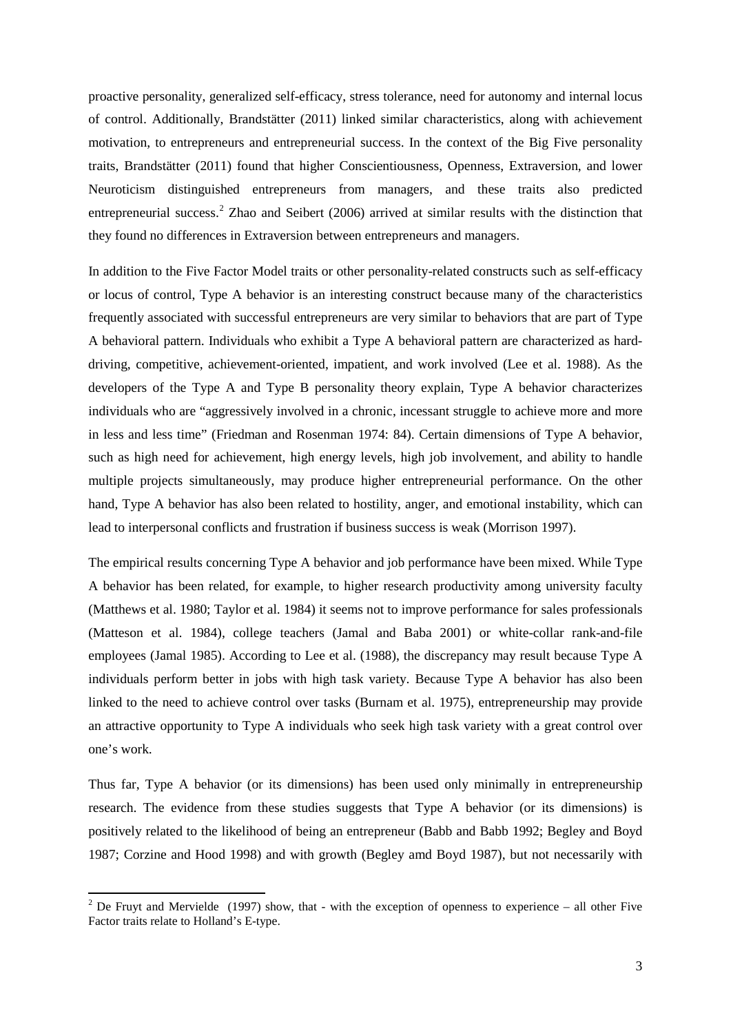proactive personality, generalized self-efficacy, stress tolerance, need for autonomy and internal locus of control. Additionally, Brandstätter (2011) linked similar characteristics, along with achievement motivation, to entrepreneurs and entrepreneurial success. In the context of the Big Five personality traits, Brandstätter (2011) found that higher Conscientiousness, Openness, Extraversion, and lower Neuroticism distinguished entrepreneurs from managers, and these traits also predicted entrepreneurial success.[2] Zhao and Seibert (2006) arrived at similar results with the distinction that they found no differences in Extraversion between entrepreneurs and managers.

In addition to the Five Factor Model traits or other personality-related constructs such as self-efficacy or locus of control, Type A behavior is an interesting construct because many of the characteristics frequently associated with successful entrepreneurs are very similar to behaviors that are part of Type A behavioral pattern. Individuals who exhibit a Type A behavioral pattern are characterized as hard-driving, competitive, achievement-oriented, impatient, and work involved (Lee et al. 1988). As the developers of the Type A and Type B personality theory explain, Type A behavior characterizes individuals who are "aggressively involved in a chronic, incessant struggle to achieve more and more in less and less time" (Friedman and Rosenman 1974: 84). Certain dimensions of Type A behavior, such as high need for achievement, high energy levels, high job involvement, and ability to handle multiple projects simultaneously, may produce higher entrepreneurial performance. On the other hand, Type A behavior has also been related to hostility, anger, and emotional instability, which can lead to interpersonal conflicts and frustration if business success is weak (Morrison 1997).

The empirical results concerning Type A behavior and job performance have been mixed. While Type A behavior has been related, for example, to higher research productivity among university faculty (Matthews et al. 1980; Taylor et al. 1984) it seems not to improve performance for sales professionals (Matteson et al. 1984), college teachers (Jamal and Baba 2001) or white-collar rank-and-file employees (Jamal 1985). According to Lee et al. (1988), the discrepancy may result because Type A individuals perform better in jobs with high task variety. Because Type A behavior has also been linked to the need to achieve control over tasks (Burnam et al. 1975), entrepreneurship may provide an attractive opportunity to Type A individuals who seek high task variety with a great control over one's work.

Thus far, Type A behavior (or its dimensions) has been used only minimally in entrepreneurship research. The evidence from these studies suggests that Type A behavior (or its dimensions) is positively related to the likelihood of being an entrepreneur (Babb and Babb 1992; Begley and Boyd 1987; Corzine and Hood 1998) and with growth (Begley amd Boyd 1987), but not necessarily with

[2] De Fruyt and Mervielde (1997) show, that - with the exception of openness to experience – all other Five Factor traits relate to Holland's E-type.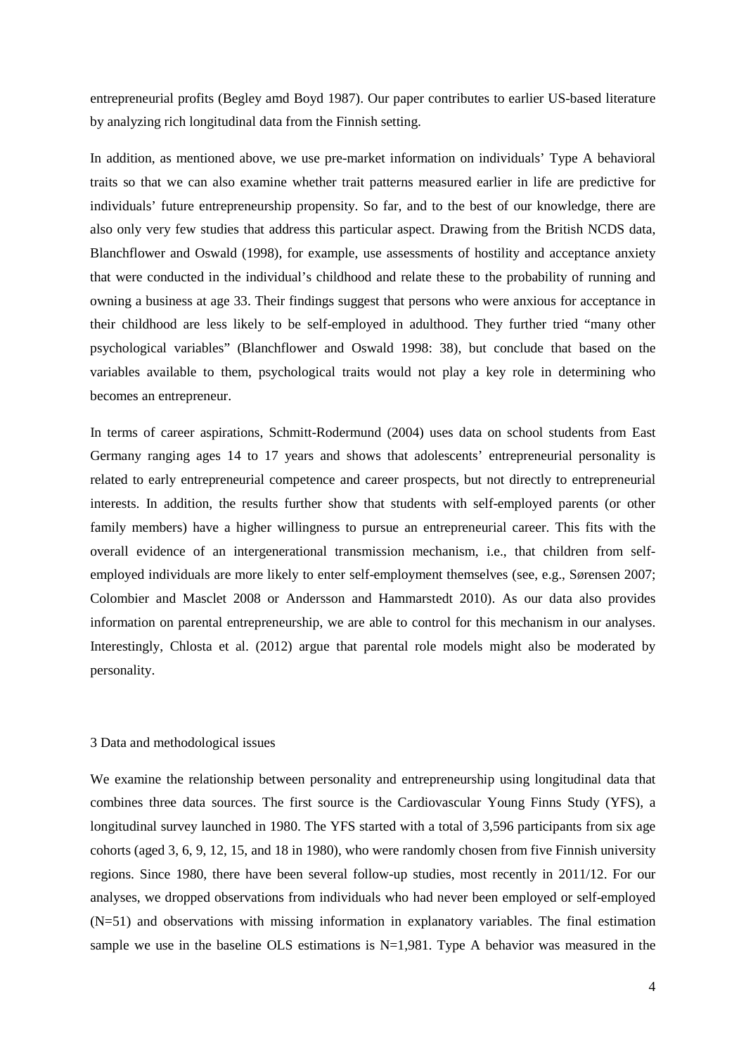entrepreneurial profits (Begley amd Boyd 1987). Our paper contributes to earlier US-based literature by analyzing rich longitudinal data from the Finnish setting.

In addition, as mentioned above, we use pre-market information on individuals' Type A behavioral traits so that we can also examine whether trait patterns measured earlier in life are predictive for individuals' future entrepreneurship propensity. So far, and to the best of our knowledge, there are also only very few studies that address this particular aspect. Drawing from the British NCDS data, Blanchflower and Oswald (1998), for example, use assessments of hostility and acceptance anxiety that were conducted in the individual's childhood and relate these to the probability of running and owning a business at age 33. Their findings suggest that persons who were anxious for acceptance in their childhood are less likely to be self-employed in adulthood. They further tried "many other psychological variables" (Blanchflower and Oswald 1998: 38), but conclude that based on the variables available to them, psychological traits would not play a key role in determining who becomes an entrepreneur.

In terms of career aspirations, Schmitt-Rodermund (2004) uses data on school students from East Germany ranging ages 14 to 17 years and shows that adolescents' entrepreneurial personality is related to early entrepreneurial competence and career prospects, but not directly to entrepreneurial interests. In addition, the results further show that students with self-employed parents (or other family members) have a higher willingness to pursue an entrepreneurial career. This fits with the overall evidence of an intergenerational transmission mechanism, i.e., that children from self-employed individuals are more likely to enter self-employment themselves (see, e.g., Sørensen 2007; Colombier and Masclet 2008 or Andersson and Hammarstedt 2010). As our data also provides information on parental entrepreneurship, we are able to control for this mechanism in our analyses. Interestingly, Chlosta et al. (2012) argue that parental role models might also be moderated by personality.

## 3 Data and methodological issues

We examine the relationship between personality and entrepreneurship using longitudinal data that combines three data sources. The first source is the Cardiovascular Young Finns Study (YFS), a longitudinal survey launched in 1980. The YFS started with a total of 3,596 participants from six age cohorts (aged 3, 6, 9, 12, 15, and 18 in 1980), who were randomly chosen from five Finnish university regions. Since 1980, there have been several follow-up studies, most recently in 2011/12. For our analyses, we dropped observations from individuals who had never been employed or self-employed (N=51) and observations with missing information in explanatory variables. The final estimation sample we use in the baseline OLS estimations is N=1,981. Type A behavior was measured in the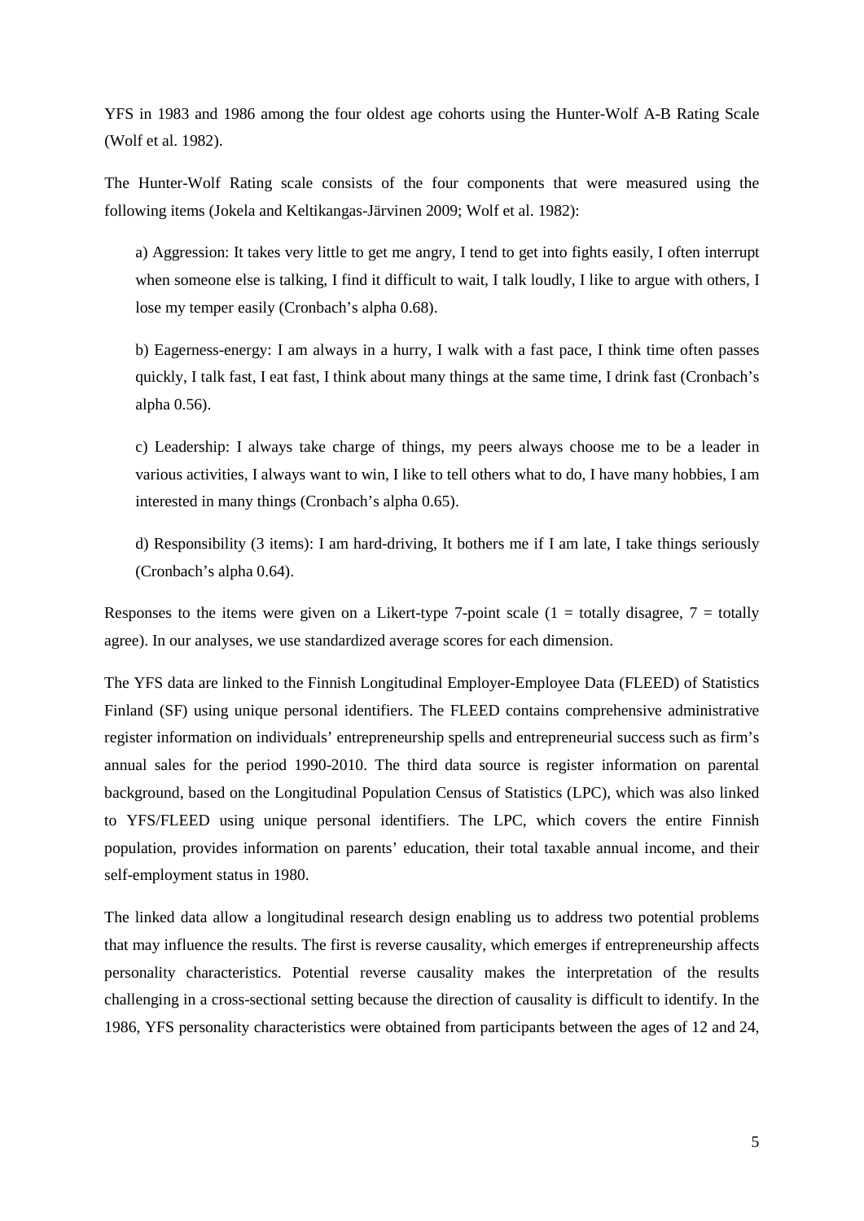YFS in 1983 and 1986 among the four oldest age cohorts using the Hunter-Wolf A-B Rating Scale (Wolf et al. 1982).

The Hunter-Wolf Rating scale consists of the four components that were measured using the following items (Jokela and Keltikangas-Järvinen 2009; Wolf et al. 1982):

a) Aggression: It takes very little to get me angry, I tend to get into fights easily, I often interrupt when someone else is talking, I find it difficult to wait, I talk loudly, I like to argue with others, I lose my temper easily (Cronbach's alpha 0.68).

b) Eagerness-energy: I am always in a hurry, I walk with a fast pace, I think time often passes quickly, I talk fast, I eat fast, I think about many things at the same time, I drink fast (Cronbach's alpha 0.56).

c) Leadership: I always take charge of things, my peers always choose me to be a leader in various activities, I always want to win, I like to tell others what to do, I have many hobbies, I am interested in many things (Cronbach's alpha 0.65).

d) Responsibility (3 items): I am hard-driving, It bothers me if I am late, I take things seriously (Cronbach's alpha 0.64).

Responses to the items were given on a Likert-type 7-point scale (1 = totally disagree, 7 = totally agree). In our analyses, we use standardized average scores for each dimension.

The YFS data are linked to the Finnish Longitudinal Employer-Employee Data (FLEED) of Statistics Finland (SF) using unique personal identifiers. The FLEED contains comprehensive administrative register information on individuals' entrepreneurship spells and entrepreneurial success such as firm's annual sales for the period 1990-2010. The third data source is register information on parental background, based on the Longitudinal Population Census of Statistics (LPC), which was also linked to YFS/FLEED using unique personal identifiers. The LPC, which covers the entire Finnish population, provides information on parents' education, their total taxable annual income, and their self-employment status in 1980.

The linked data allow a longitudinal research design enabling us to address two potential problems that may influence the results. The first is reverse causality, which emerges if entrepreneurship affects personality characteristics. Potential reverse causality makes the interpretation of the results challenging in a cross-sectional setting because the direction of causality is difficult to identify. In the 1986, YFS personality characteristics were obtained from participants between the ages of 12 and 24,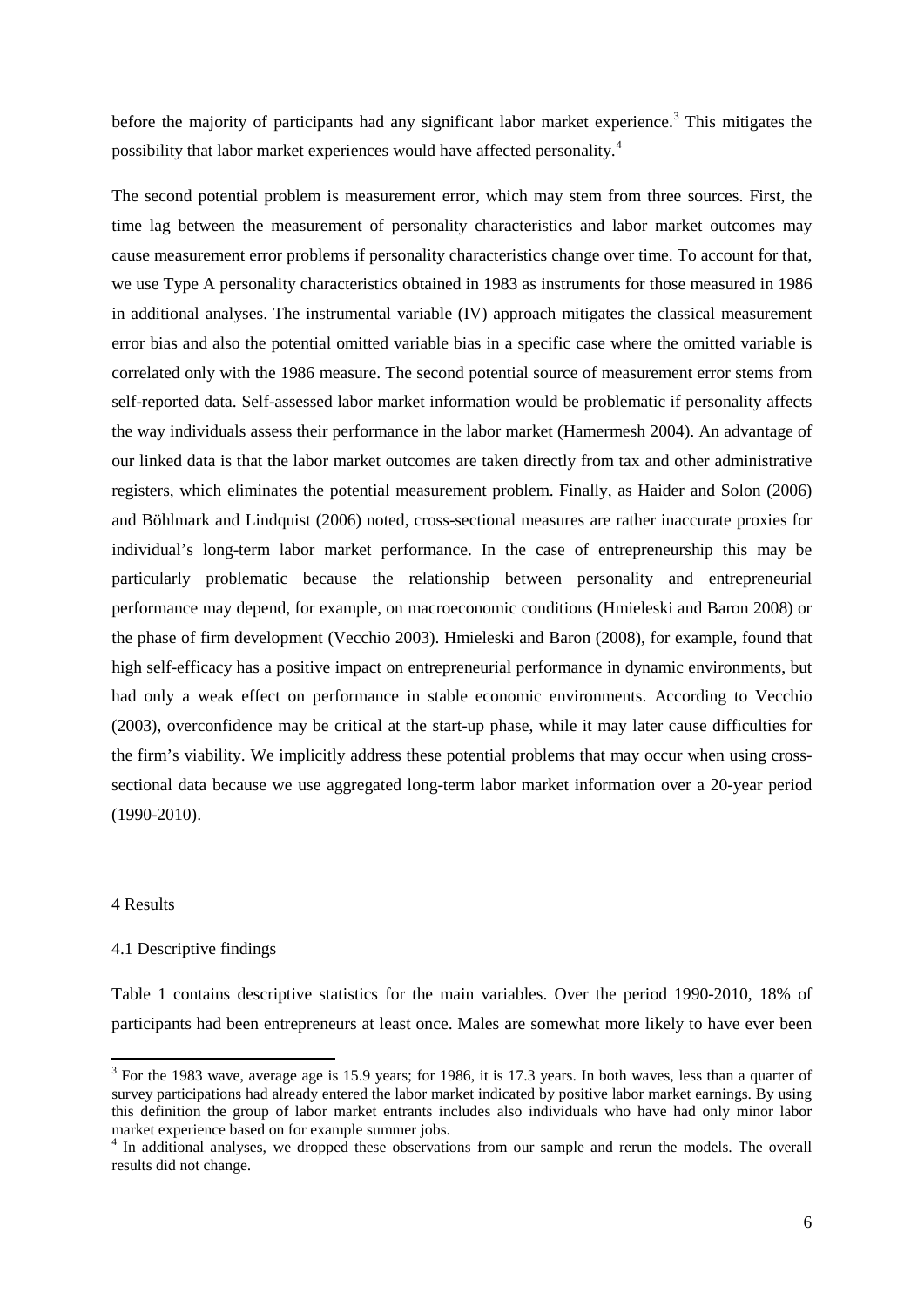before the majority of participants had any significant labor market experience.[3] This mitigates the possibility that labor market experiences would have affected personality.[4]

The second potential problem is measurement error, which may stem from three sources. First, the time lag between the measurement of personality characteristics and labor market outcomes may cause measurement error problems if personality characteristics change over time. To account for that, we use Type A personality characteristics obtained in 1983 as instruments for those measured in 1986 in additional analyses. The instrumental variable (IV) approach mitigates the classical measurement error bias and also the potential omitted variable bias in a specific case where the omitted variable is correlated only with the 1986 measure. The second potential source of measurement error stems from self-reported data. Self-assessed labor market information would be problematic if personality affects the way individuals assess their performance in the labor market (Hamermesh 2004). An advantage of our linked data is that the labor market outcomes are taken directly from tax and other administrative registers, which eliminates the potential measurement problem. Finally, as Haider and Solon (2006) and Böhlmark and Lindquist (2006) noted, cross-sectional measures are rather inaccurate proxies for individual's long-term labor market performance. In the case of entrepreneurship this may be particularly problematic because the relationship between personality and entrepreneurial performance may depend, for example, on macroeconomic conditions (Hmieleski and Baron 2008) or the phase of firm development (Vecchio 2003). Hmieleski and Baron (2008), for example, found that high self-efficacy has a positive impact on entrepreneurial performance in dynamic environments, but had only a weak effect on performance in stable economic environments. According to Vecchio (2003), overconfidence may be critical at the start-up phase, while it may later cause difficulties for the firm's viability. We implicitly address these potential problems that may occur when using cross-sectional data because we use aggregated long-term labor market information over a 20-year period (1990-2010).

# 4 Results

## 4.1 Descriptive findings

Table 1 contains descriptive statistics for the main variables. Over the period 1990-2010, 18% of participants had been entrepreneurs at least once. Males are somewhat more likely to have ever been

---

[3] For the 1983 wave, average age is 15.9 years; for 1986, it is 17.3 years. In both waves, less than a quarter of survey participations had already entered the labor market indicated by positive labor market earnings. By using this definition the group of labor market entrants includes also individuals who have had only minor labor market experience based on for example summer jobs.

[4] In additional analyses, we dropped these observations from our sample and rerun the models. The overall results did not change.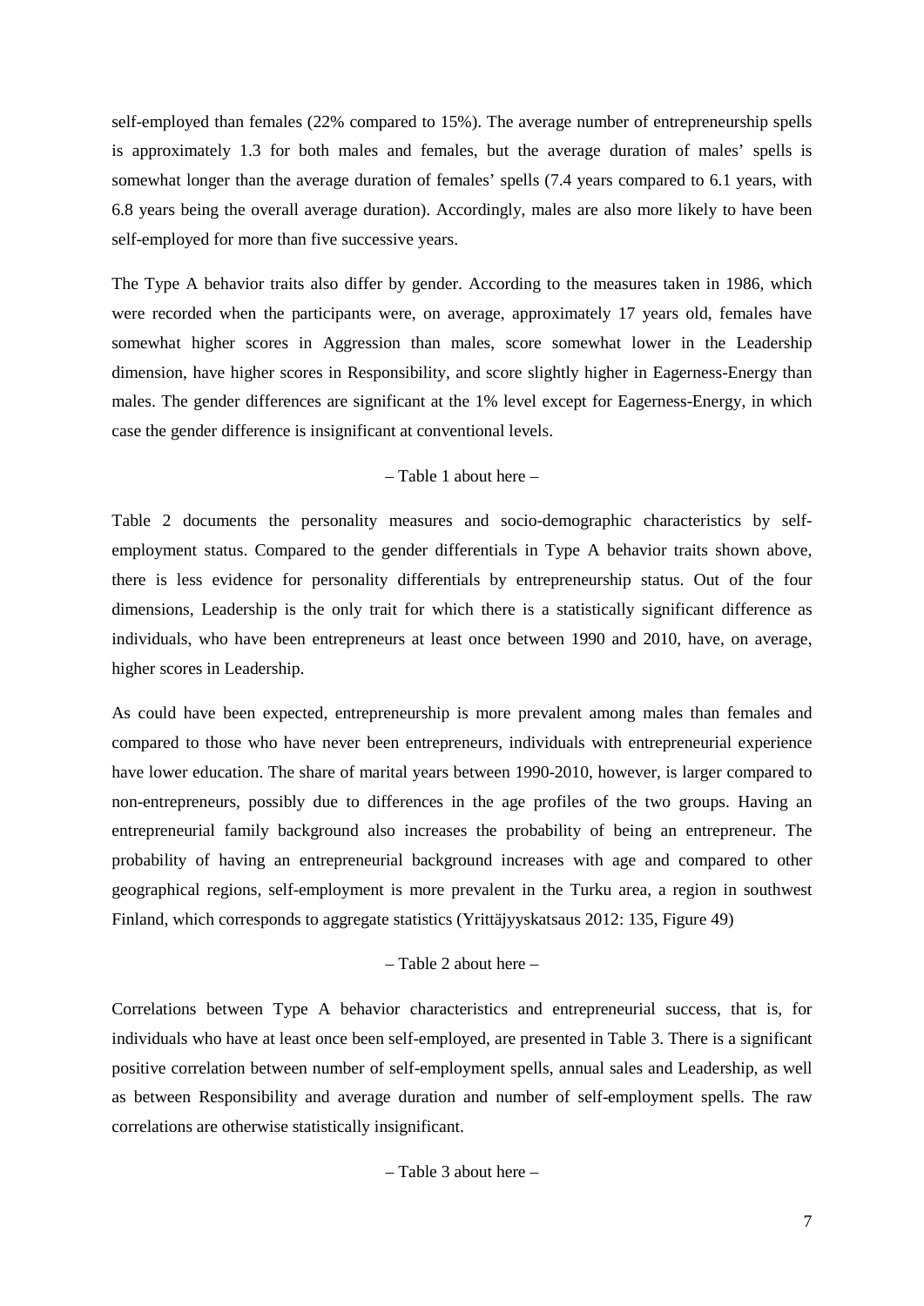self-employed than females (22% compared to 15%). The average number of entrepreneurship spells is approximately 1.3 for both males and females, but the average duration of males' spells is somewhat longer than the average duration of females' spells (7.4 years compared to 6.1 years, with 6.8 years being the overall average duration). Accordingly, males are also more likely to have been self-employed for more than five successive years.

The Type A behavior traits also differ by gender. According to the measures taken in 1986, which were recorded when the participants were, on average, approximately 17 years old, females have somewhat higher scores in Aggression than males, score somewhat lower in the Leadership dimension, have higher scores in Responsibility, and score slightly higher in Eagerness-Energy than males. The gender differences are significant at the 1% level except for Eagerness-Energy, in which case the gender difference is insignificant at conventional levels.

– Table 1 about here –

Table 2 documents the personality measures and socio-demographic characteristics by self-employment status. Compared to the gender differentials in Type A behavior traits shown above, there is less evidence for personality differentials by entrepreneurship status. Out of the four dimensions, Leadership is the only trait for which there is a statistically significant difference as individuals, who have been entrepreneurs at least once between 1990 and 2010, have, on average, higher scores in Leadership.

As could have been expected, entrepreneurship is more prevalent among males than females and compared to those who have never been entrepreneurs, individuals with entrepreneurial experience have lower education. The share of marital years between 1990-2010, however, is larger compared to non-entrepreneurs, possibly due to differences in the age profiles of the two groups. Having an entrepreneurial family background also increases the probability of being an entrepreneur. The probability of having an entrepreneurial background increases with age and compared to other geographical regions, self-employment is more prevalent in the Turku area, a region in southwest Finland, which corresponds to aggregate statistics (Yrittäjyyskatsaus 2012: 135, Figure 49)

– Table 2 about here –

Correlations between Type A behavior characteristics and entrepreneurial success, that is, for individuals who have at least once been self-employed, are presented in Table 3. There is a significant positive correlation between number of self-employment spells, annual sales and Leadership, as well as between Responsibility and average duration and number of self-employment spells. The raw correlations are otherwise statistically insignificant.

– Table 3 about here –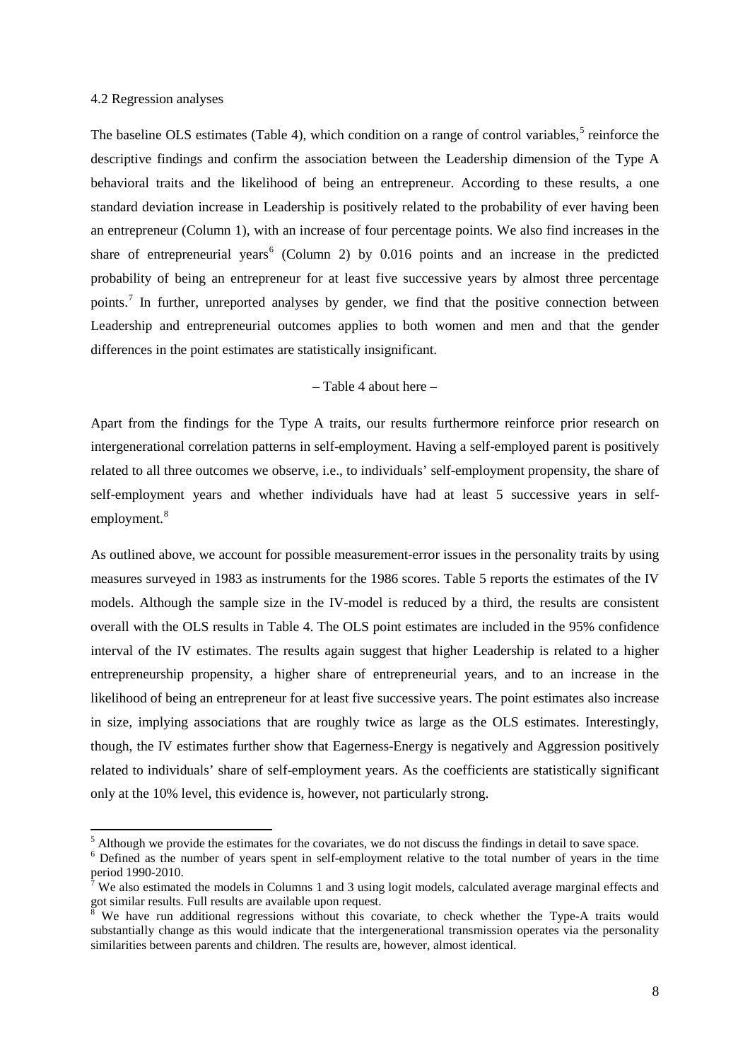### 4.2 Regression analyses

The baseline OLS estimates (Table 4), which condition on a range of control variables,[5] reinforce the descriptive findings and confirm the association between the Leadership dimension of the Type A behavioral traits and the likelihood of being an entrepreneur. According to these results, a one standard deviation increase in Leadership is positively related to the probability of ever having been an entrepreneur (Column 1), with an increase of four percentage points. We also find increases in the share of entrepreneurial years[6] (Column 2) by 0.016 points and an increase in the predicted probability of being an entrepreneur for at least five successive years by almost three percentage points.[7] In further, unreported analyses by gender, we find that the positive connection between Leadership and entrepreneurial outcomes applies to both women and men and that the gender differences in the point estimates are statistically insignificant.

– Table 4 about here –

Apart from the findings for the Type A traits, our results furthermore reinforce prior research on intergenerational correlation patterns in self-employment. Having a self-employed parent is positively related to all three outcomes we observe, i.e., to individuals' self-employment propensity, the share of self-employment years and whether individuals have had at least 5 successive years in self-employment.[8]

As outlined above, we account for possible measurement-error issues in the personality traits by using measures surveyed in 1983 as instruments for the 1986 scores. Table 5 reports the estimates of the IV models. Although the sample size in the IV-model is reduced by a third, the results are consistent overall with the OLS results in Table 4. The OLS point estimates are included in the 95% confidence interval of the IV estimates. The results again suggest that higher Leadership is related to a higher entrepreneurship propensity, a higher share of entrepreneurial years, and to an increase in the likelihood of being an entrepreneur for at least five successive years. The point estimates also increase in size, implying associations that are roughly twice as large as the OLS estimates. Interestingly, though, the IV estimates further show that Eagerness-Energy is negatively and Aggression positively related to individuals' share of self-employment years. As the coefficients are statistically significant only at the 10% level, this evidence is, however, not particularly strong.

---

[5] Although we provide the estimates for the covariates, we do not discuss the findings in detail to save space.

[6] Defined as the number of years spent in self-employment relative to the total number of years in the time period 1990-2010.

[7] We also estimated the models in Columns 1 and 3 using logit models, calculated average marginal effects and got similar results. Full results are available upon request.

[8] We have run additional regressions without this covariate, to check whether the Type-A traits would substantially change as this would indicate that the intergenerational transmission operates via the personality similarities between parents and children. The results are, however, almost identical.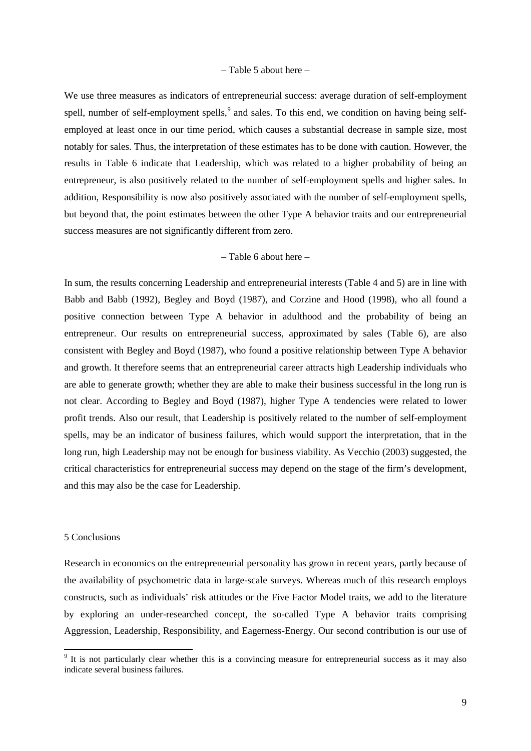– Table 5 about here –

We use three measures as indicators of entrepreneurial success: average duration of self-employment spell, number of self-employment spells,[9] and sales. To this end, we condition on having being self-employed at least once in our time period, which causes a substantial decrease in sample size, most notably for sales. Thus, the interpretation of these estimates has to be done with caution. However, the results in Table 6 indicate that Leadership, which was related to a higher probability of being an entrepreneur, is also positively related to the number of self-employment spells and higher sales. In addition, Responsibility is now also positively associated with the number of self-employment spells, but beyond that, the point estimates between the other Type A behavior traits and our entrepreneurial success measures are not significantly different from zero.

– Table 6 about here –

In sum, the results concerning Leadership and entrepreneurial interests (Table 4 and 5) are in line with Babb and Babb (1992), Begley and Boyd (1987), and Corzine and Hood (1998), who all found a positive connection between Type A behavior in adulthood and the probability of being an entrepreneur. Our results on entrepreneurial success, approximated by sales (Table 6), are also consistent with Begley and Boyd (1987), who found a positive relationship between Type A behavior and growth. It therefore seems that an entrepreneurial career attracts high Leadership individuals who are able to generate growth; whether they are able to make their business successful in the long run is not clear. According to Begley and Boyd (1987), higher Type A tendencies were related to lower profit trends. Also our result, that Leadership is positively related to the number of self-employment spells, may be an indicator of business failures, which would support the interpretation, that in the long run, high Leadership may not be enough for business viability. As Vecchio (2003) suggested, the critical characteristics for entrepreneurial success may depend on the stage of the firm's development, and this may also be the case for Leadership.

## 5 Conclusions

Research in economics on the entrepreneurial personality has grown in recent years, partly because of the availability of psychometric data in large-scale surveys. Whereas much of this research employs constructs, such as individuals' risk attitudes or the Five Factor Model traits, we add to the literature by exploring an under-researched concept, the so-called Type A behavior traits comprising Aggression, Leadership, Responsibility, and Eagerness-Energy. Our second contribution is our use of

[9] It is not particularly clear whether this is a convincing measure for entrepreneurial success as it may also indicate several business failures.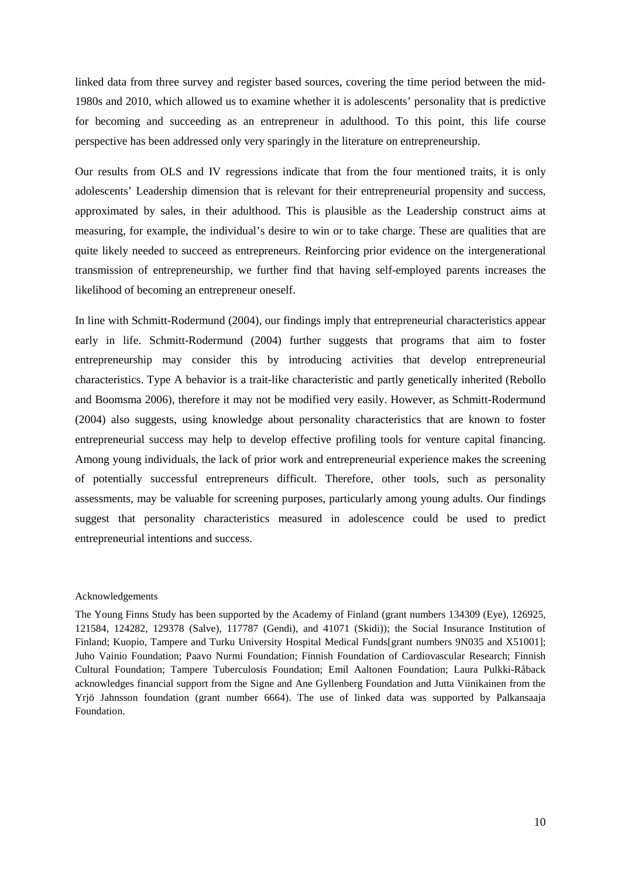linked data from three survey and register based sources, covering the time period between the mid-1980s and 2010, which allowed us to examine whether it is adolescents' personality that is predictive for becoming and succeeding as an entrepreneur in adulthood. To this point, this life course perspective has been addressed only very sparingly in the literature on entrepreneurship.

Our results from OLS and IV regressions indicate that from the four mentioned traits, it is only adolescents' Leadership dimension that is relevant for their entrepreneurial propensity and success, approximated by sales, in their adulthood. This is plausible as the Leadership construct aims at measuring, for example, the individual's desire to win or to take charge. These are qualities that are quite likely needed to succeed as entrepreneurs. Reinforcing prior evidence on the intergenerational transmission of entrepreneurship, we further find that having self-employed parents increases the likelihood of becoming an entrepreneur oneself.

In line with Schmitt-Rodermund (2004), our findings imply that entrepreneurial characteristics appear early in life. Schmitt-Rodermund (2004) further suggests that programs that aim to foster entrepreneurship may consider this by introducing activities that develop entrepreneurial characteristics. Type A behavior is a trait-like characteristic and partly genetically inherited (Rebollo and Boomsma 2006), therefore it may not be modified very easily. However, as Schmitt-Rodermund (2004) also suggests, using knowledge about personality characteristics that are known to foster entrepreneurial success may help to develop effective profiling tools for venture capital financing. Among young individuals, the lack of prior work and entrepreneurial experience makes the screening of potentially successful entrepreneurs difficult. Therefore, other tools, such as personality assessments, may be valuable for screening purposes, particularly among young adults. Our findings suggest that personality characteristics measured in adolescence could be used to predict entrepreneurial intentions and success.

Acknowledgements

The Young Finns Study has been supported by the Academy of Finland (grant numbers 134309 (Eye), 126925, 121584, 124282, 129378 (Salve), 117787 (Gendi), and 41071 (Skidi)); the Social Insurance Institution of Finland; Kuopio, Tampere and Turku University Hospital Medical Funds[grant numbers 9N035 and X51001]; Juho Vainio Foundation; Paavo Nurmi Foundation; Finnish Foundation of Cardiovascular Research; Finnish Cultural Foundation; Tampere Tuberculosis Foundation; Emil Aaltonen Foundation; Laura Pulkki-Råback acknowledges financial support from the Signe and Ane Gyllenberg Foundation and Jutta Viinikainen from the Yrjö Jahnsson foundation (grant number 6664). The use of linked data was supported by Palkansaaja Foundation.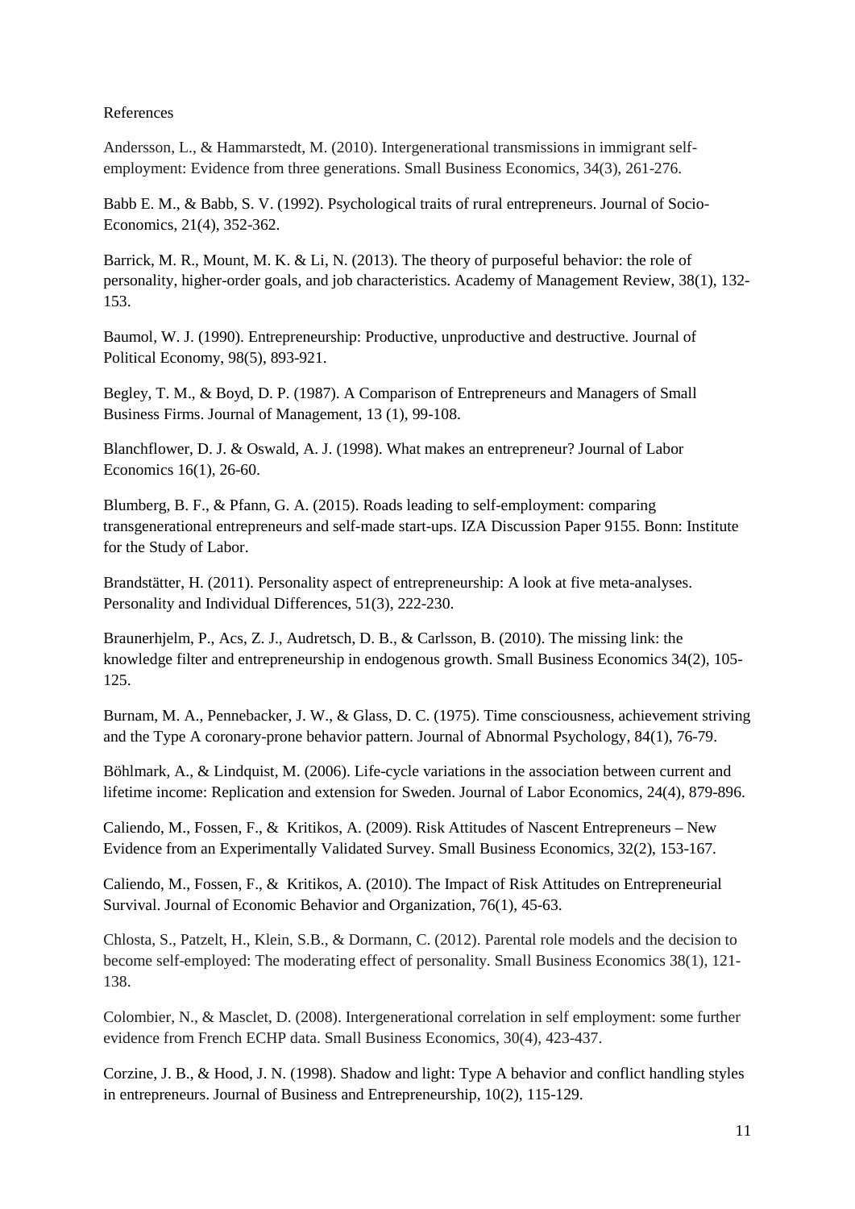References

Andersson, L., & Hammarstedt, M. (2010). Intergenerational transmissions in immigrant self-employment: Evidence from three generations. Small Business Economics, 34(3), 261-276.

Babb E. M., & Babb, S. V. (1992). Psychological traits of rural entrepreneurs. Journal of Socio-Economics, 21(4), 352-362.

Barrick, M. R., Mount, M. K. & Li, N. (2013). The theory of purposeful behavior: the role of personality, higher-order goals, and job characteristics. Academy of Management Review, 38(1), 132-153.

Baumol, W. J. (1990). Entrepreneurship: Productive, unproductive and destructive. Journal of Political Economy, 98(5), 893-921.

Begley, T. M., & Boyd, D. P. (1987). A Comparison of Entrepreneurs and Managers of Small Business Firms. Journal of Management, 13 (1), 99-108.

Blanchflower, D. J. & Oswald, A. J. (1998). What makes an entrepreneur? Journal of Labor Economics 16(1), 26-60.

Blumberg, B. F., & Pfann, G. A. (2015). Roads leading to self-employment: comparing transgenerational entrepreneurs and self-made start-ups. IZA Discussion Paper 9155. Bonn: Institute for the Study of Labor.

Brandstätter, H. (2011). Personality aspect of entrepreneurship: A look at five meta-analyses. Personality and Individual Differences, 51(3), 222-230.

Braunerhjelm, P., Acs, Z. J., Audretsch, D. B., & Carlsson, B. (2010). The missing link: the knowledge filter and entrepreneurship in endogenous growth. Small Business Economics 34(2), 105-125.

Burnam, M. A., Pennebacker, J. W., & Glass, D. C. (1975). Time consciousness, achievement striving and the Type A coronary-prone behavior pattern. Journal of Abnormal Psychology, 84(1), 76-79.

Böhlmark, A., & Lindquist, M. (2006). Life-cycle variations in the association between current and lifetime income: Replication and extension for Sweden. Journal of Labor Economics, 24(4), 879-896.

Caliendo, M., Fossen, F., & Kritikos, A. (2009). Risk Attitudes of Nascent Entrepreneurs – New Evidence from an Experimentally Validated Survey. Small Business Economics, 32(2), 153-167.

Caliendo, M., Fossen, F., & Kritikos, A. (2010). The Impact of Risk Attitudes on Entrepreneurial Survival. Journal of Economic Behavior and Organization, 76(1), 45-63.

Chlosta, S., Patzelt, H., Klein, S.B., & Dormann, C. (2012). Parental role models and the decision to become self-employed: The moderating effect of personality. Small Business Economics 38(1), 121-138.

Colombier, N., & Masclet, D. (2008). Intergenerational correlation in self employment: some further evidence from French ECHP data. Small Business Economics, 30(4), 423-437.

Corzine, J. B., & Hood, J. N. (1998). Shadow and light: Type A behavior and conflict handling styles in entrepreneurs. Journal of Business and Entrepreneurship, 10(2), 115-129.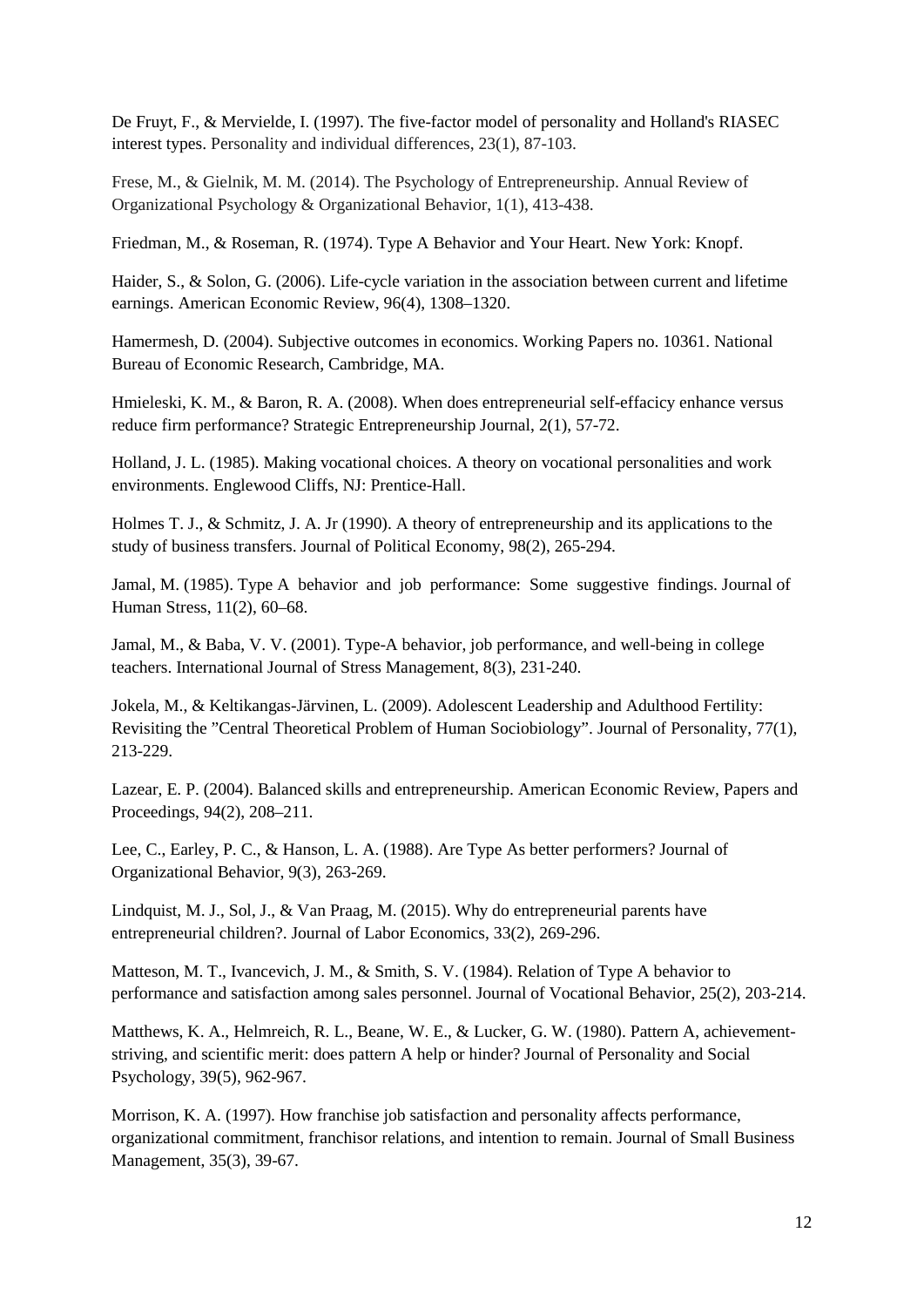De Fruyt, F., & Mervielde, I. (1997). The five-factor model of personality and Holland's RIASEC interest types. Personality and individual differences, 23(1), 87-103.

Frese, M., & Gielnik, M. M. (2014). The Psychology of Entrepreneurship. Annual Review of Organizational Psychology & Organizational Behavior, 1(1), 413-438.

Friedman, M., & Roseman, R. (1974). Type A Behavior and Your Heart. New York: Knopf.

Haider, S., & Solon, G. (2006). Life-cycle variation in the association between current and lifetime earnings. American Economic Review, 96(4), 1308–1320.

Hamermesh, D. (2004). Subjective outcomes in economics. Working Papers no. 10361. National Bureau of Economic Research, Cambridge, MA.

Hmieleski, K. M., & Baron, R. A. (2008). When does entrepreneurial self-effacicy enhance versus reduce firm performance? Strategic Entrepreneurship Journal, 2(1), 57-72.

Holland, J. L. (1985). Making vocational choices. A theory on vocational personalities and work environments. Englewood Cliffs, NJ: Prentice-Hall.

Holmes T. J., & Schmitz, J. A. Jr (1990). A theory of entrepreneurship and its applications to the study of business transfers. Journal of Political Economy, 98(2), 265-294.

Jamal, M. (1985). Type A behavior and job performance: Some suggestive findings. Journal of Human Stress, 11(2), 60–68.

Jamal, M., & Baba, V. V. (2001). Type-A behavior, job performance, and well-being in college teachers. International Journal of Stress Management, 8(3), 231-240.

Jokela, M., & Keltikangas-Järvinen, L. (2009). Adolescent Leadership and Adulthood Fertility: Revisiting the "Central Theoretical Problem of Human Sociobiology". Journal of Personality, 77(1), 213-229.

Lazear, E. P. (2004). Balanced skills and entrepreneurship. American Economic Review, Papers and Proceedings, 94(2), 208–211.

Lee, C., Earley, P. C., & Hanson, L. A. (1988). Are Type As better performers? Journal of Organizational Behavior, 9(3), 263-269.

Lindquist, M. J., Sol, J., & Van Praag, M. (2015). Why do entrepreneurial parents have entrepreneurial children?. Journal of Labor Economics, 33(2), 269-296.

Matteson, M. T., Ivancevich, J. M., & Smith, S. V. (1984). Relation of Type A behavior to performance and satisfaction among sales personnel. Journal of Vocational Behavior, 25(2), 203-214.

Matthews, K. A., Helmreich, R. L., Beane, W. E., & Lucker, G. W. (1980). Pattern A, achievement-striving, and scientific merit: does pattern A help or hinder? Journal of Personality and Social Psychology, 39(5), 962-967.

Morrison, K. A. (1997). How franchise job satisfaction and personality affects performance, organizational commitment, franchisor relations, and intention to remain. Journal of Small Business Management, 35(3), 39-67.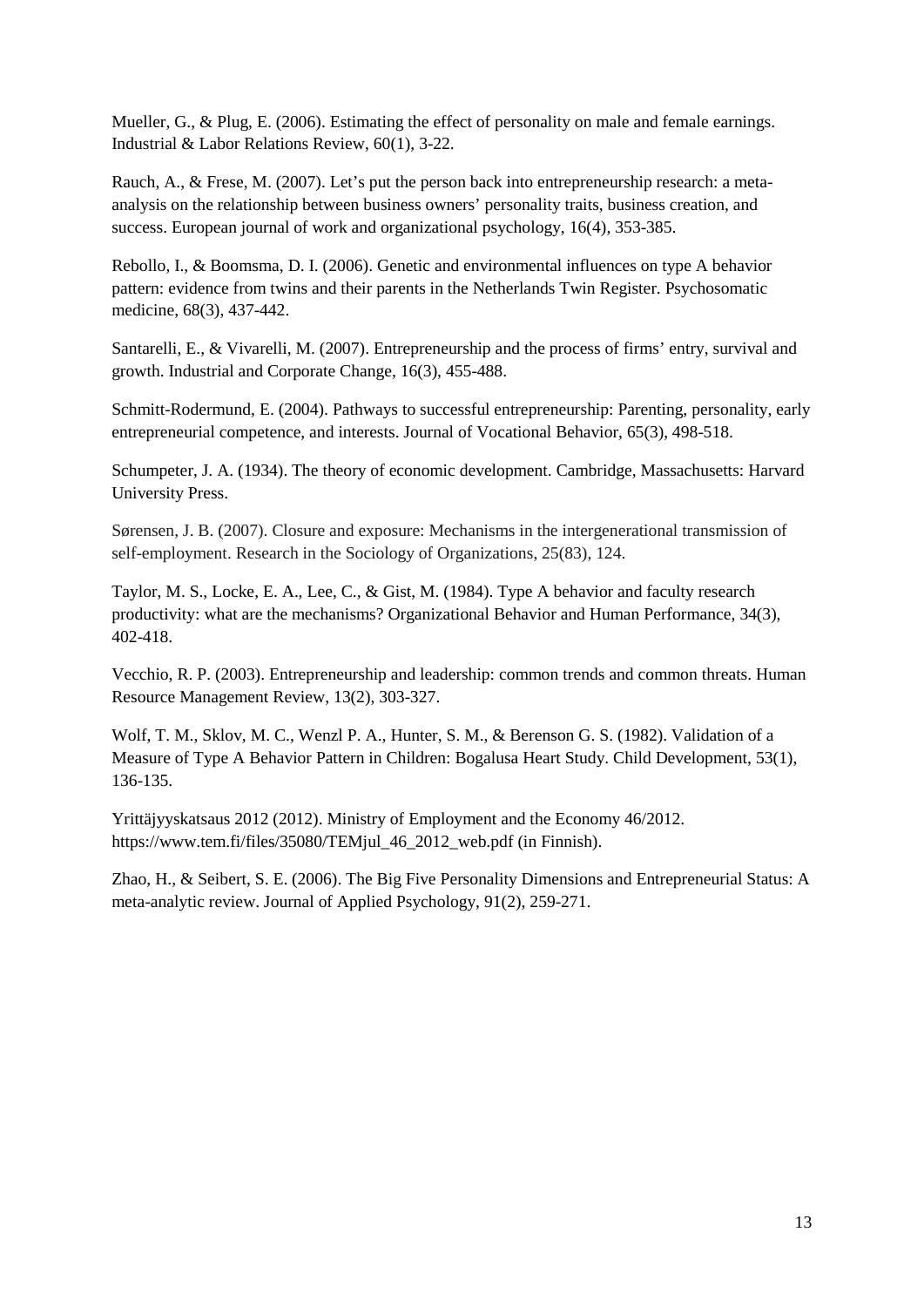Mueller, G., & Plug, E. (2006). Estimating the effect of personality on male and female earnings. Industrial & Labor Relations Review, 60(1), 3-22.

Rauch, A., & Frese, M. (2007). Let's put the person back into entrepreneurship research: a meta-analysis on the relationship between business owners' personality traits, business creation, and success. European journal of work and organizational psychology, 16(4), 353-385.

Rebollo, I., & Boomsma, D. I. (2006). Genetic and environmental influences on type A behavior pattern: evidence from twins and their parents in the Netherlands Twin Register. Psychosomatic medicine, 68(3), 437-442.

Santarelli, E., & Vivarelli, M. (2007). Entrepreneurship and the process of firms' entry, survival and growth. Industrial and Corporate Change, 16(3), 455-488.

Schmitt-Rodermund, E. (2004). Pathways to successful entrepreneurship: Parenting, personality, early entrepreneurial competence, and interests. Journal of Vocational Behavior, 65(3), 498-518.

Schumpeter, J. A. (1934). The theory of economic development. Cambridge, Massachusetts: Harvard University Press.

Sørensen, J. B. (2007). Closure and exposure: Mechanisms in the intergenerational transmission of self-employment. Research in the Sociology of Organizations, 25(83), 124.

Taylor, M. S., Locke, E. A., Lee, C., & Gist, M. (1984). Type A behavior and faculty research productivity: what are the mechanisms? Organizational Behavior and Human Performance, 34(3), 402-418.

Vecchio, R. P. (2003). Entrepreneurship and leadership: common trends and common threats. Human Resource Management Review, 13(2), 303-327.

Wolf, T. M., Sklov, M. C., Wenzl P. A., Hunter, S. M., & Berenson G. S. (1982). Validation of a Measure of Type A Behavior Pattern in Children: Bogalusa Heart Study. Child Development, 53(1), 136-135.

Yrittäjyyskatsaus 2012 (2012). Ministry of Employment and the Economy 46/2012. https://www.tem.fi/files/35080/TEMjul_46_2012_web.pdf (in Finnish).

Zhao, H., & Seibert, S. E. (2006). The Big Five Personality Dimensions and Entrepreneurial Status: A meta-analytic review. Journal of Applied Psychology, 91(2), 259-271.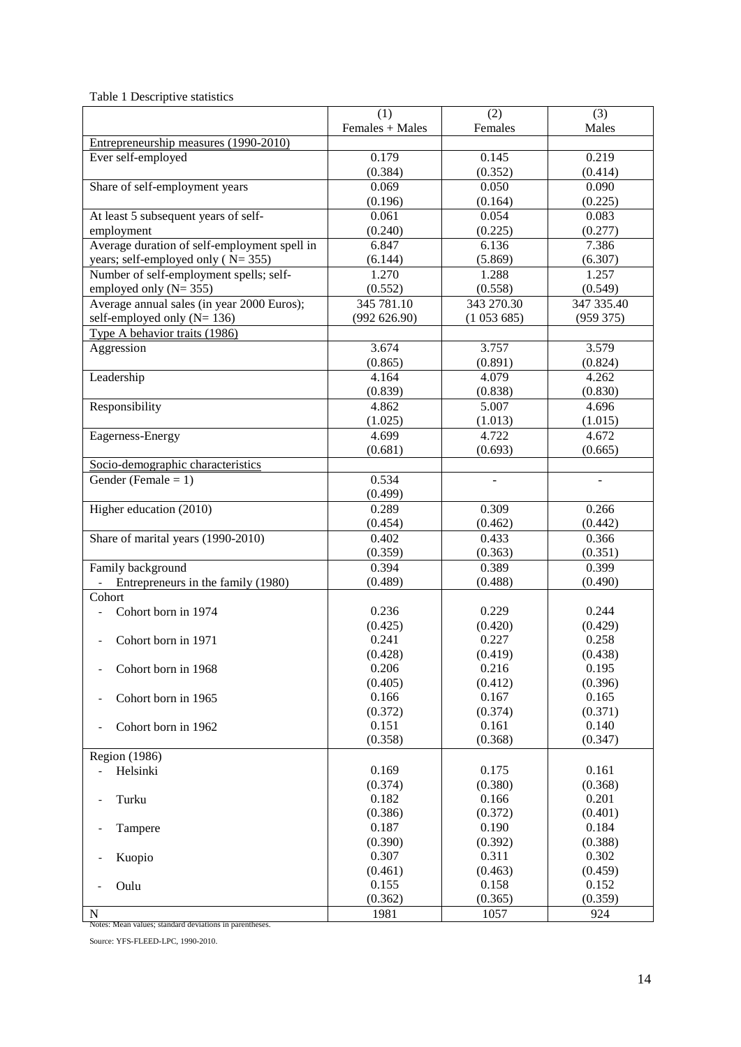Table 1 Descriptive statistics

| | (1)<br>Females + Males | (2)<br>Females | (3)<br>Males |
|---|---|---|---|
| Entrepreneurship measures (1990-2010) | | | |
| Ever self-employed | 0.179<br>(0.384) | 0.145<br>(0.352) | 0.219<br>(0.414) |
| Share of self-employment years | 0.069<br>(0.196) | 0.050<br>(0.164) | 0.090<br>(0.225) |
| At least 5 subsequent years of self-employment | 0.061<br>(0.240) | 0.054<br>(0.225) | 0.083<br>(0.277) |
| Average duration of self-employment spell in years; self-employed only ( N= 355) | 6.847<br>(6.144) | 6.136<br>(5.869) | 7.386<br>(6.307) |
| Number of self-employment spells; self-employed only (N= 355) | 1.270<br>(0.552) | 1.288<br>(0.558) | 1.257<br>(0.549) |
| Average annual sales (in year 2000 Euros); self-employed only (N= 136) | 345 781.10<br>(992 626.90) | 343 270.30<br>(1 053 685) | 347 335.40<br>(959 375) |
| Type A behavior traits (1986) | | | |
| Aggression | 3.674<br>(0.865) | 3.757<br>(0.891) | 3.579<br>(0.824) |
| Leadership | 4.164<br>(0.839) | 4.079<br>(0.838) | 4.262<br>(0.830) |
| Responsibility | 4.862<br>(1.025) | 5.007<br>(1.013) | 4.696<br>(1.015) |
| Eagerness-Energy | 4.699<br>(0.681) | 4.722<br>(0.693) | 4.672<br>(0.665) |
| Socio-demographic characteristics | | | |
| Gender (Female = 1) | 0.534<br>(0.499) | - | - |
| Higher education (2010) | 0.289<br>(0.454) | 0.309<br>(0.462) | 0.266<br>(0.442) |
| Share of marital years (1990-2010) | 0.402<br>(0.359) | 0.433<br>(0.363) | 0.366<br>(0.351) |
| Family background<br>- Entrepreneurs in the family (1980) | 0.394<br>(0.489) | 0.389<br>(0.488) | 0.399<br>(0.490) |
| Cohort | | | |
| - Cohort born in 1974 | 0.236<br>(0.425) | 0.229<br>(0.420) | 0.244<br>(0.429) |
| - Cohort born in 1971 | 0.241<br>(0.428) | 0.227<br>(0.419) | 0.258<br>(0.438) |
| - Cohort born in 1968 | 0.206<br>(0.405) | 0.216<br>(0.412) | 0.195<br>(0.396) |
| - Cohort born in 1965 | 0.166<br>(0.372) | 0.167<br>(0.374) | 0.165<br>(0.371) |
| - Cohort born in 1962 | 0.151<br>(0.358) | 0.161<br>(0.368) | 0.140<br>(0.347) |
| Region (1986) | | | |
| - Helsinki | 0.169<br>(0.374) | 0.175<br>(0.380) | 0.161<br>(0.368) |
| - Turku | 0.182<br>(0.386) | 0.166<br>(0.372) | 0.201<br>(0.401) |
| - Tampere | 0.187<br>(0.390) | 0.190<br>(0.392) | 0.184<br>(0.388) |
| - Kuopio | 0.307<br>(0.461) | 0.311<br>(0.463) | 0.302<br>(0.459) |
| - Oulu | 0.155<br>(0.362) | 0.158<br>(0.365) | 0.152<br>(0.359) |
| N | 1981 | 1057 | 924 |

Notes: Mean values; standard deviations in parentheses.

Source: YFS-FLEED-LPC, 1990-2010.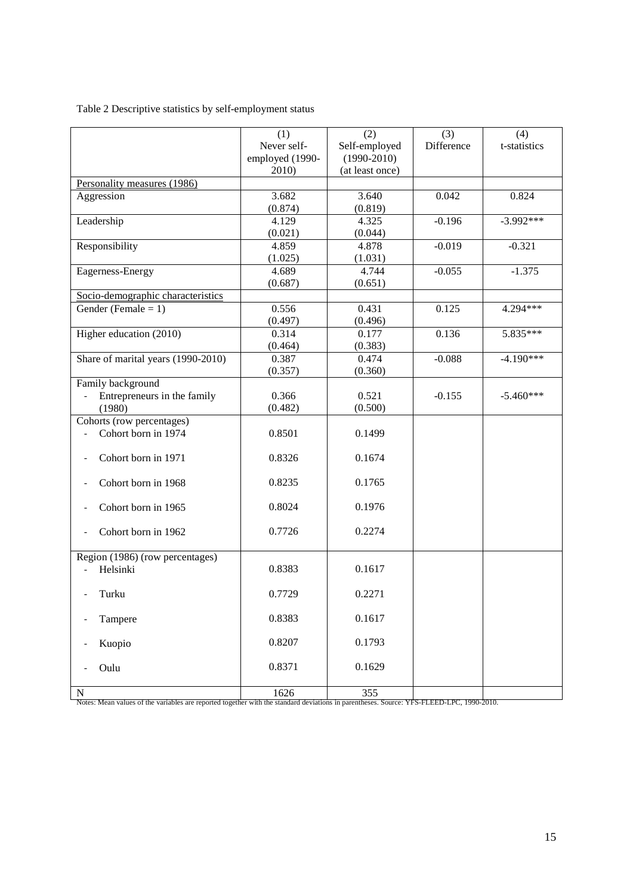Table 2 Descriptive statistics by self-employment status

| | (1)<br>Never self-employed (1990-2010) | (2)<br>Self-employed (1990-2010) (at least once) | (3)<br>Difference | (4)<br>t-statistics |
|---|---|---|---|---|
| Personality measures (1986) | | | | |
| Aggression | 3.682<br>(0.874) | 3.640<br>(0.819) | 0.042 | 0.824 |
| Leadership | 4.129<br>(0.021) | 4.325<br>(0.044) | -0.196 | -3.992*** |
| Responsibility | 4.859<br>(1.025) | 4.878<br>(1.031) | -0.019 | -0.321 |
| Eagerness-Energy | 4.689<br>(0.687) | 4.744<br>(0.651) | -0.055 | -1.375 |
| Socio-demographic characteristics | | | | |
| Gender (Female = 1) | 0.556<br>(0.497) | 0.431<br>(0.496) | 0.125 | 4.294*** |
| Higher education (2010) | 0.314<br>(0.464) | 0.177<br>(0.383) | 0.136 | 5.835*** |
| Share of marital years (1990-2010) | 0.387<br>(0.357) | 0.474<br>(0.360) | -0.088 | -4.190*** |
| Family background<br>- Entrepreneurs in the family (1980) | 0.366<br>(0.482) | 0.521<br>(0.500) | -0.155 | -5.460*** |
| Cohorts (row percentages) | | | | |
| - Cohort born in 1974 | 0.8501 | 0.1499 | | |
| - Cohort born in 1971 | 0.8326 | 0.1674 | | |
| - Cohort born in 1968 | 0.8235 | 0.1765 | | |
| - Cohort born in 1965 | 0.8024 | 0.1976 | | |
| - Cohort born in 1962 | 0.7726 | 0.2274 | | |
| Region (1986) (row percentages) | | | | |
| - Helsinki | 0.8383 | 0.1617 | | |
| - Turku | 0.7729 | 0.2271 | | |
| - Tampere | 0.8383 | 0.1617 | | |
| - Kuopio | 0.8207 | 0.1793 | | |
| - Oulu | 0.8371 | 0.1629 | | |
| N | 1626 | 355 | | |

Notes: Mean values of the variables are reported together with the standard deviations in parentheses. Source: YFS-FLEED-LPC, 1990-2010.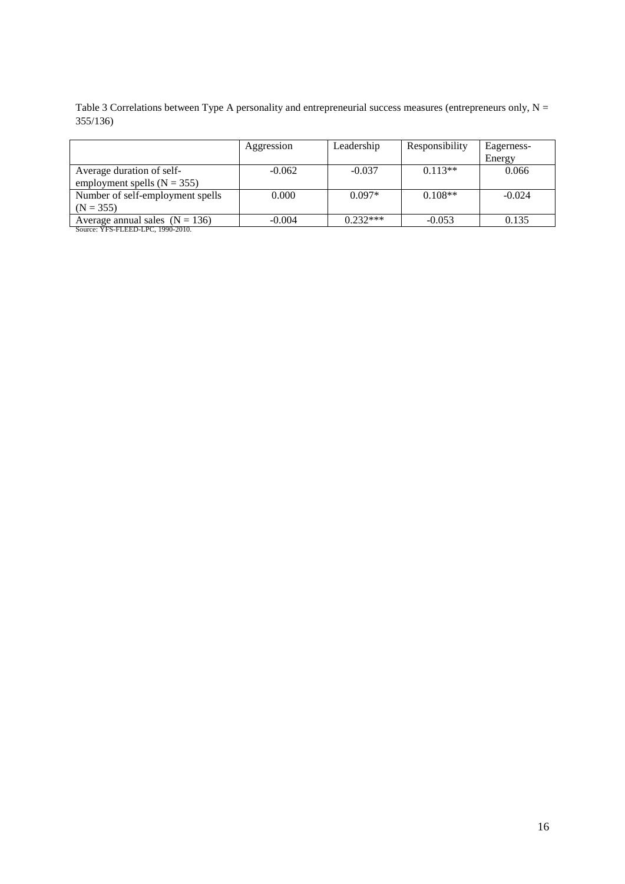Table 3 Correlations between Type A personality and entrepreneurial success measures (entrepreneurs only, N = 355/136)

| | Aggression | Leadership | Responsibility | Eagerness-Energy |
|---|---|---|---|---|
| Average duration of self-employment spells (N = 355) | -0.062 | -0.037 | 0.113** | 0.066 |
| Number of self-employment spells (N = 355) | 0.000 | 0.097* | 0.108** | -0.024 |
| Average annual sales (N = 136) | -0.004 | 0.232*** | -0.053 | 0.135 |

Source: YFS-FLEED-LPC, 1990-2010.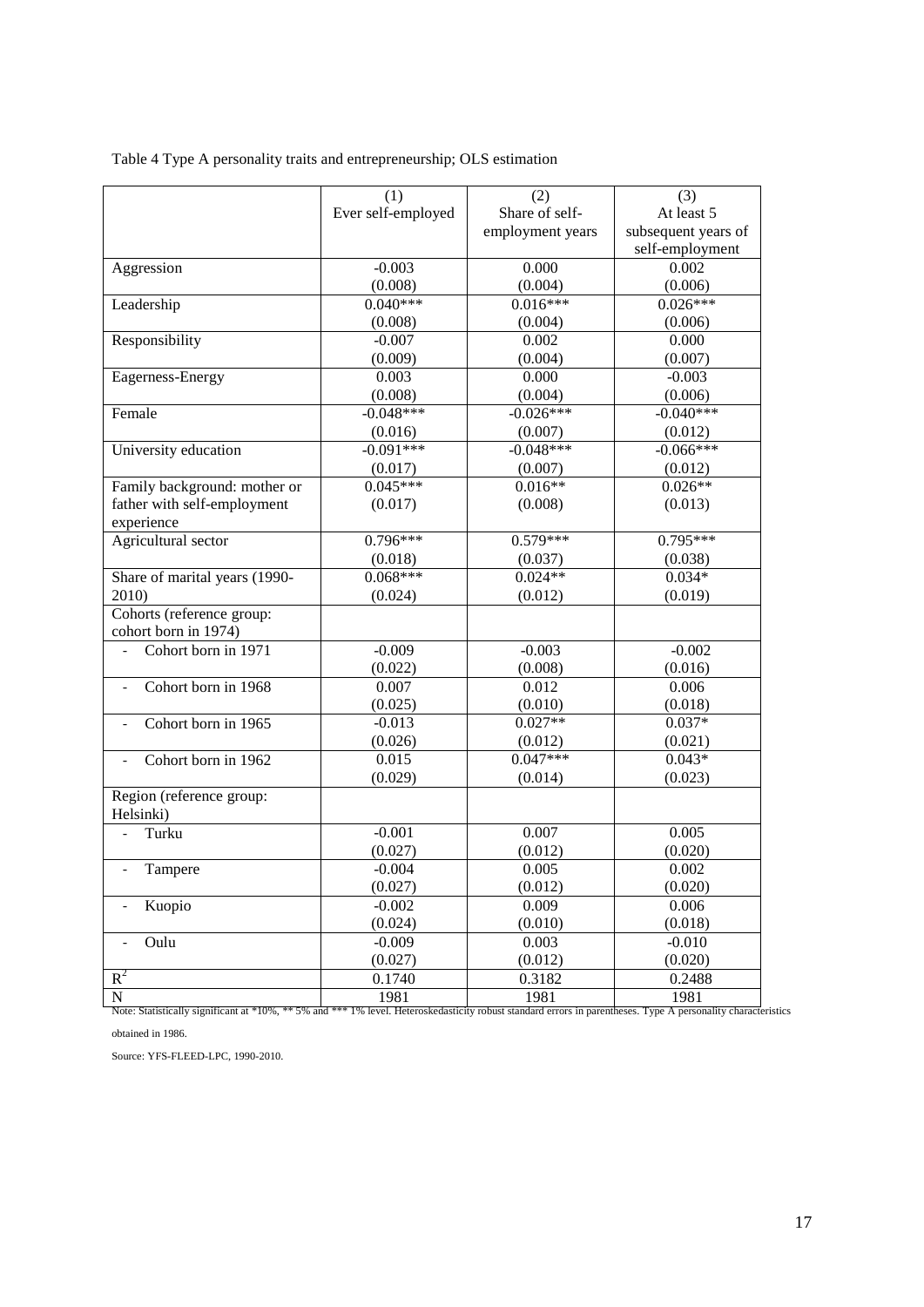Table 4 Type A personality traits and entrepreneurship; OLS estimation

| | (1)<br>Ever self-employed | (2)<br>Share of self-employment years | (3)<br>At least 5 subsequent years of self-employment |
|---|---|---|---|
| Aggression | -0.003<br>(0.008) | 0.000<br>(0.004) | 0.002<br>(0.006) |
| Leadership | 0.040***<br>(0.008) | 0.016***<br>(0.004) | 0.026***<br>(0.006) |
| Responsibility | -0.007<br>(0.009) | 0.002<br>(0.004) | 0.000<br>(0.007) |
| Eagerness-Energy | 0.003<br>(0.008) | 0.000<br>(0.004) | -0.003<br>(0.006) |
| Female | -0.048***<br>(0.016) | -0.026***<br>(0.007) | -0.040***<br>(0.012) |
| University education | -0.091***<br>(0.017) | -0.048***<br>(0.007) | -0.066***<br>(0.012) |
| Family background: mother or father with self-employment experience | 0.045***<br>(0.017) | 0.016**<br>(0.008) | 0.026**<br>(0.013) |
| Agricultural sector | 0.796***<br>(0.018) | 0.579***<br>(0.037) | 0.795***<br>(0.038) |
| Share of marital years (1990-2010) | 0.068***<br>(0.024) | 0.024**<br>(0.012) | 0.034*<br>(0.019) |
| Cohorts (reference group: cohort born in 1974) | | | |
| - Cohort born in 1971 | -0.009<br>(0.022) | -0.003<br>(0.008) | -0.002<br>(0.016) |
| - Cohort born in 1968 | 0.007<br>(0.025) | 0.012<br>(0.010) | 0.006<br>(0.018) |
| - Cohort born in 1965 | -0.013<br>(0.026) | 0.027**<br>(0.012) | 0.037*<br>(0.021) |
| - Cohort born in 1962 | 0.015<br>(0.029) | 0.047***<br>(0.014) | 0.043*<br>(0.023) |
| Region (reference group: Helsinki) | | | |
| - Turku | -0.001<br>(0.027) | 0.007<br>(0.012) | 0.005<br>(0.020) |
| - Tampere | -0.004<br>(0.027) | 0.005<br>(0.012) | 0.002<br>(0.020) |
| - Kuopio | -0.002<br>(0.024) | 0.009<br>(0.010) | 0.006<br>(0.018) |
| - Oulu | -0.009<br>(0.027) | 0.003<br>(0.012) | -0.010<br>(0.020) |
| $R^2$ | 0.1740 | 0.3182 | 0.2488 |
| N | 1981 | 1981 | 1981 |

Note: Statistically significant at *10%, ** 5% and *** 1% level. Heteroskedasticity robust standard errors in parentheses. Type A personality characteristics obtained in 1986.

Source: YFS-FLEED-LPC, 1990-2010.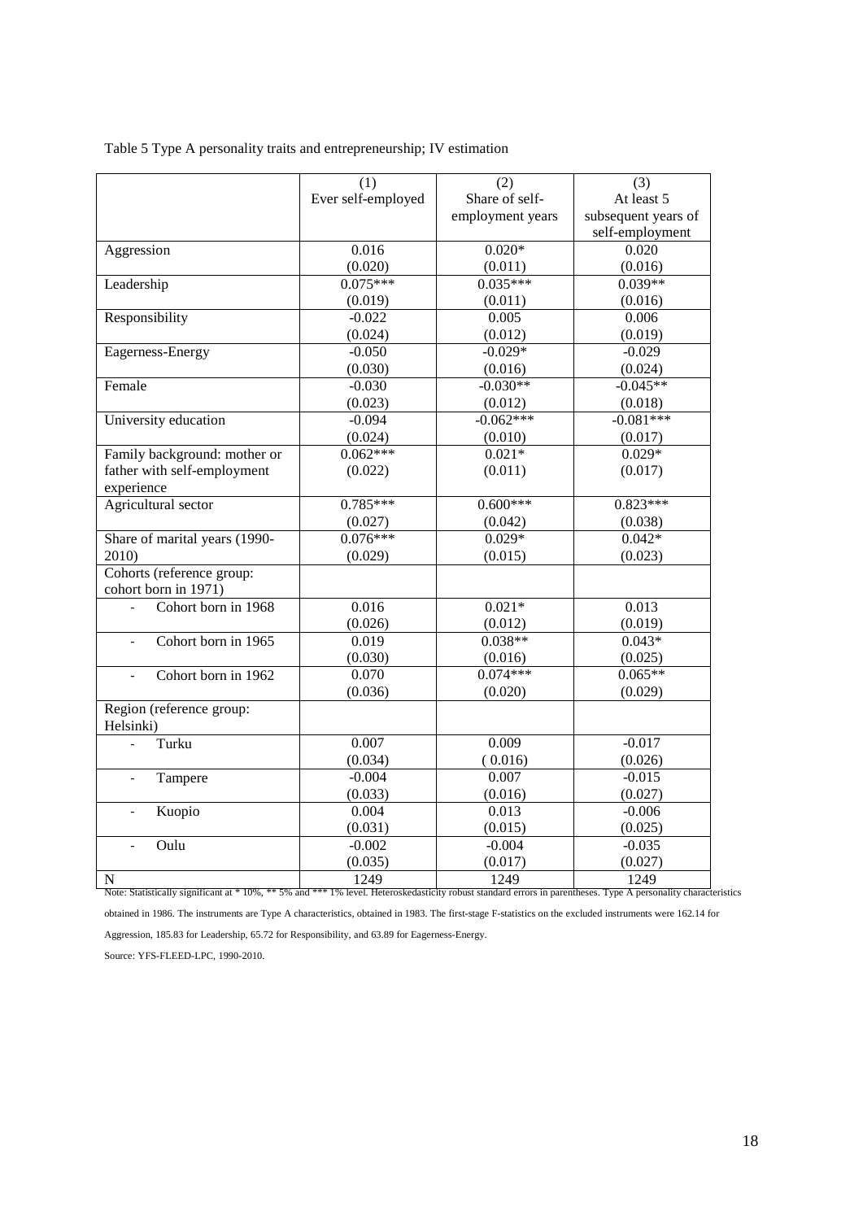Table 5 Type A personality traits and entrepreneurship; IV estimation

| | (1)<br>Ever self-employed | (2)<br>Share of self-employment years | (3)<br>At least 5 subsequent years of self-employment |
|---|---|---|---|
| Aggression | 0.016<br>(0.020) | 0.020*<br>(0.011) | 0.020<br>(0.016) |
| Leadership | 0.075***<br>(0.019) | 0.035***<br>(0.011) | 0.039**<br>(0.016) |
| Responsibility | -0.022<br>(0.024) | 0.005<br>(0.012) | 0.006<br>(0.019) |
| Eagerness-Energy | -0.050<br>(0.030) | -0.029*<br>(0.016) | -0.029<br>(0.024) |
| Female | -0.030<br>(0.023) | -0.030**<br>(0.012) | -0.045**<br>(0.018) |
| University education | -0.094<br>(0.024) | -0.062***<br>(0.010) | -0.081***<br>(0.017) |
| Family background: mother or father with self-employment experience | 0.062***<br>(0.022) | 0.021*<br>(0.011) | 0.029*<br>(0.017) |
| Agricultural sector | 0.785***<br>(0.027) | 0.600***<br>(0.042) | 0.823***<br>(0.038) |
| Share of marital years (1990-2010) | 0.076***<br>(0.029) | 0.029*<br>(0.015) | 0.042*<br>(0.023) |
| Cohorts (reference group: cohort born in 1971) | | | |
| - Cohort born in 1968 | 0.016<br>(0.026) | 0.021*<br>(0.012) | 0.013<br>(0.019) |
| - Cohort born in 1965 | 0.019<br>(0.030) | 0.038**<br>(0.016) | 0.043*<br>(0.025) |
| - Cohort born in 1962 | 0.070<br>(0.036) | 0.074***<br>(0.020) | 0.065**<br>(0.029) |
| Region (reference group: Helsinki) | | | |
| - Turku | 0.007<br>(0.034) | 0.009<br>( 0.016) | -0.017<br>(0.026) |
| - Tampere | -0.004<br>(0.033) | 0.007<br>(0.016) | -0.015<br>(0.027) |
| - Kuopio | 0.004<br>(0.031) | 0.013<br>(0.015) | -0.006<br>(0.025) |
| - Oulu | -0.002<br>(0.035) | -0.004<br>(0.017) | -0.035<br>(0.027) |
| N | 1249 | 1249 | 1249 |

Note: Statistically significant at * 10%, ** 5% and *** 1% level. Heteroskedasticity robust standard errors in parentheses. Type A personality characteristics obtained in 1986. The instruments are Type A characteristics, obtained in 1983. The first-stage F-statistics on the excluded instruments were 162.14 for Aggression, 185.83 for Leadership, 65.72 for Responsibility, and 63.89 for Eagerness-Energy.

Source: YFS-FLEED-LPC, 1990-2010.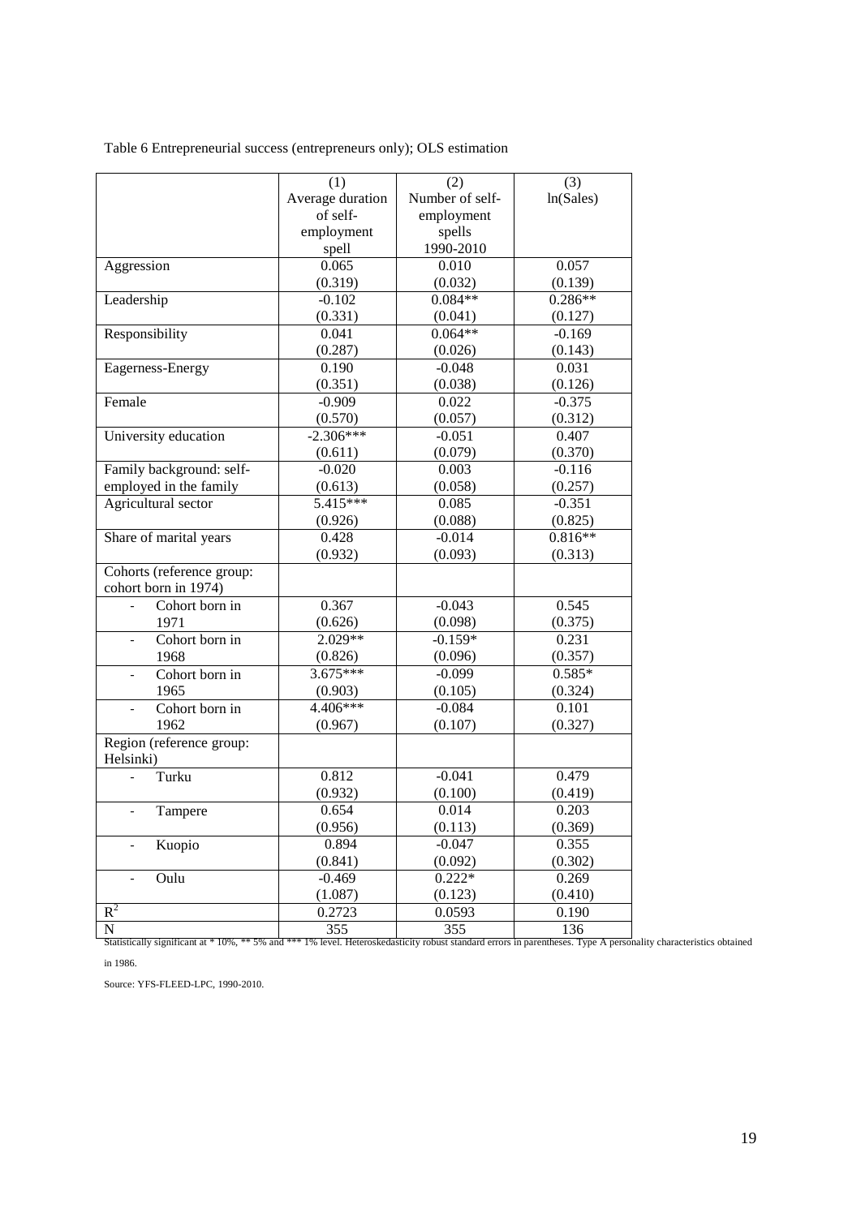Table 6 Entrepreneurial success (entrepreneurs only); OLS estimation

| | (1)<br>Average duration of self-employment spell | (2)<br>Number of self-employment spells 1990-2010 | (3)<br>ln(Sales) |
|---|---|---|---|
| Aggression | 0.065<br>(0.319) | 0.010<br>(0.032) | 0.057<br>(0.139) |
| Leadership | -0.102<br>(0.331) | 0.084**<br>(0.041) | 0.286**<br>(0.127) |
| Responsibility | 0.041<br>(0.287) | 0.064**<br>(0.026) | -0.169<br>(0.143) |
| Eagerness-Energy | 0.190<br>(0.351) | -0.048<br>(0.038) | 0.031<br>(0.126) |
| Female | -0.909<br>(0.570) | 0.022<br>(0.057) | -0.375<br>(0.312) |
| University education | -2.306***<br>(0.611) | -0.051<br>(0.079) | 0.407<br>(0.370) |
| Family background: self-employed in the family | -0.020<br>(0.613) | 0.003<br>(0.058) | -0.116<br>(0.257) |
| Agricultural sector | 5.415***<br>(0.926) | 0.085<br>(0.088) | -0.351<br>(0.825) |
| Share of marital years | 0.428<br>(0.932) | -0.014<br>(0.093) | 0.816**<br>(0.313) |
| Cohorts (reference group: cohort born in 1974) | | | |
| - Cohort born in 1971 | 0.367<br>(0.626) | -0.043<br>(0.098) | 0.545<br>(0.375) |
| - Cohort born in 1968 | 2.029**<br>(0.826) | -0.159*<br>(0.096) | 0.231<br>(0.357) |
| - Cohort born in 1965 | 3.675***<br>(0.903) | -0.099<br>(0.105) | 0.585*<br>(0.324) |
| - Cohort born in 1962 | 4.406***<br>(0.967) | -0.084<br>(0.107) | 0.101<br>(0.327) |
| Region (reference group: Helsinki) | | | |
| - Turku | 0.812<br>(0.932) | -0.041<br>(0.100) | 0.479<br>(0.419) |
| - Tampere | 0.654<br>(0.956) | 0.014<br>(0.113) | 0.203<br>(0.369) |
| - Kuopio | 0.894<br>(0.841) | -0.047<br>(0.092) | 0.355<br>(0.302) |
| - Oulu | -0.469<br>(1.087) | 0.222*<br>(0.123) | 0.269<br>(0.410) |
| $R^2$ | 0.2723 | 0.0593 | 0.190 |
| N | 355 | 355 | 136 |

Statistically significant at * 10%, ** 5% and *** 1% level. Heteroskedasticity robust standard errors in parentheses. Type A personality characteristics obtained in 1986.

Source: YFS-FLEED-LPC, 1990-2010.